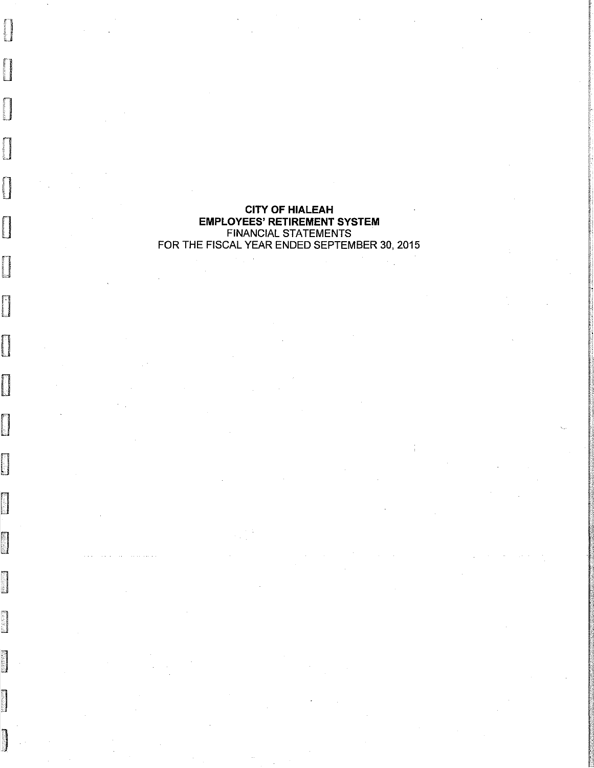**CITY OF HIALEAH**
**EMPLOYEES' RETIREMENT SYSTEM**
FINANCIAL STATEMENTS
FOR THE FISCAL YEAR ENDED SEPTEMBER 30, 2015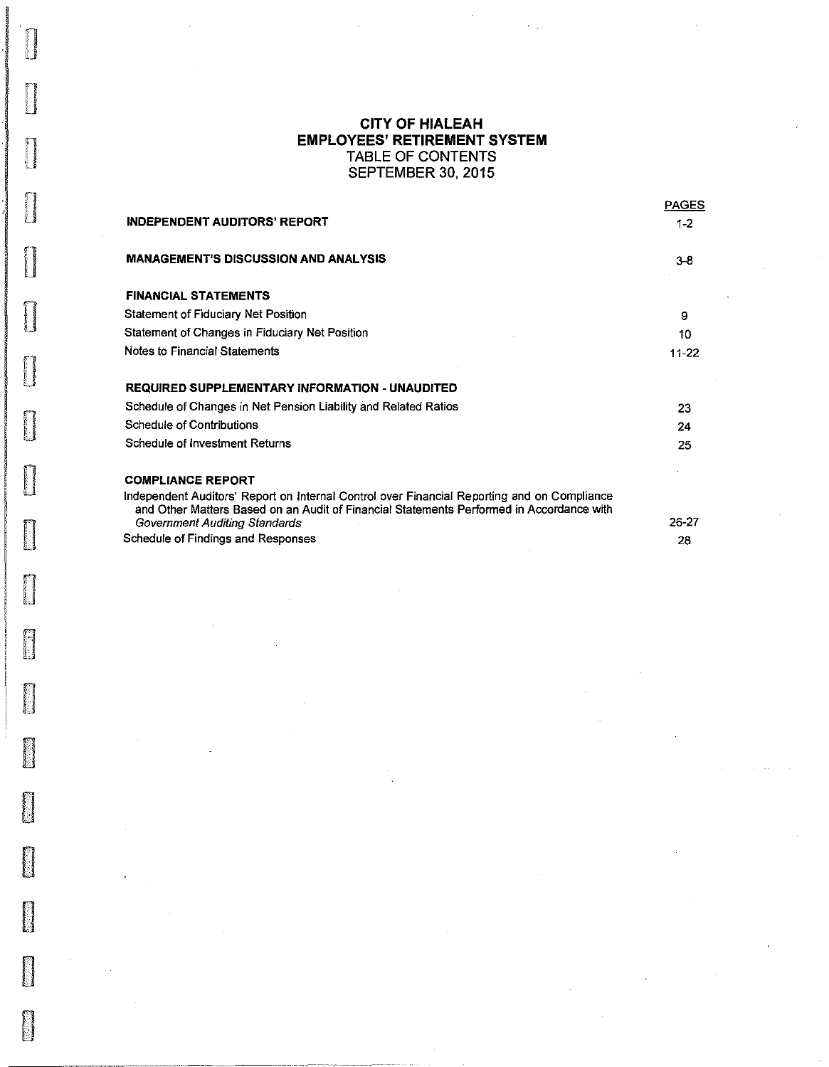# CITY OF HIALEAH
## EMPLOYEES' RETIREMENT SYSTEM
TABLE OF CONTENTS
SEPTEMBER 30, 2015

| | PAGES |
|---|---|
| **INDEPENDENT AUDITORS' REPORT** | 1-2 |
| **MANAGEMENT'S DISCUSSION AND ANALYSIS** | 3-8 |
| **FINANCIAL STATEMENTS** | |
| Statement of Fiduciary Net Position | 9 |
| Statement of Changes in Fiduciary Net Position | 10 |
| Notes to Financial Statements | 11-22 |
| **REQUIRED SUPPLEMENTARY INFORMATION - UNAUDITED** | |
| Schedule of Changes in Net Pension Liability and Related Ratios | 23 |
| Schedule of Contributions | 24 |
| Schedule of Investment Returns | 25 |
| **COMPLIANCE REPORT** | |
| Independent Auditors' Report on Internal Control over Financial Reporting and on Compliance and Other Matters Based on an Audit of Financial Statements Performed in Accordance with *Government Auditing Standards* | 26-27 |
| Schedule of Findings and Responses | 28 |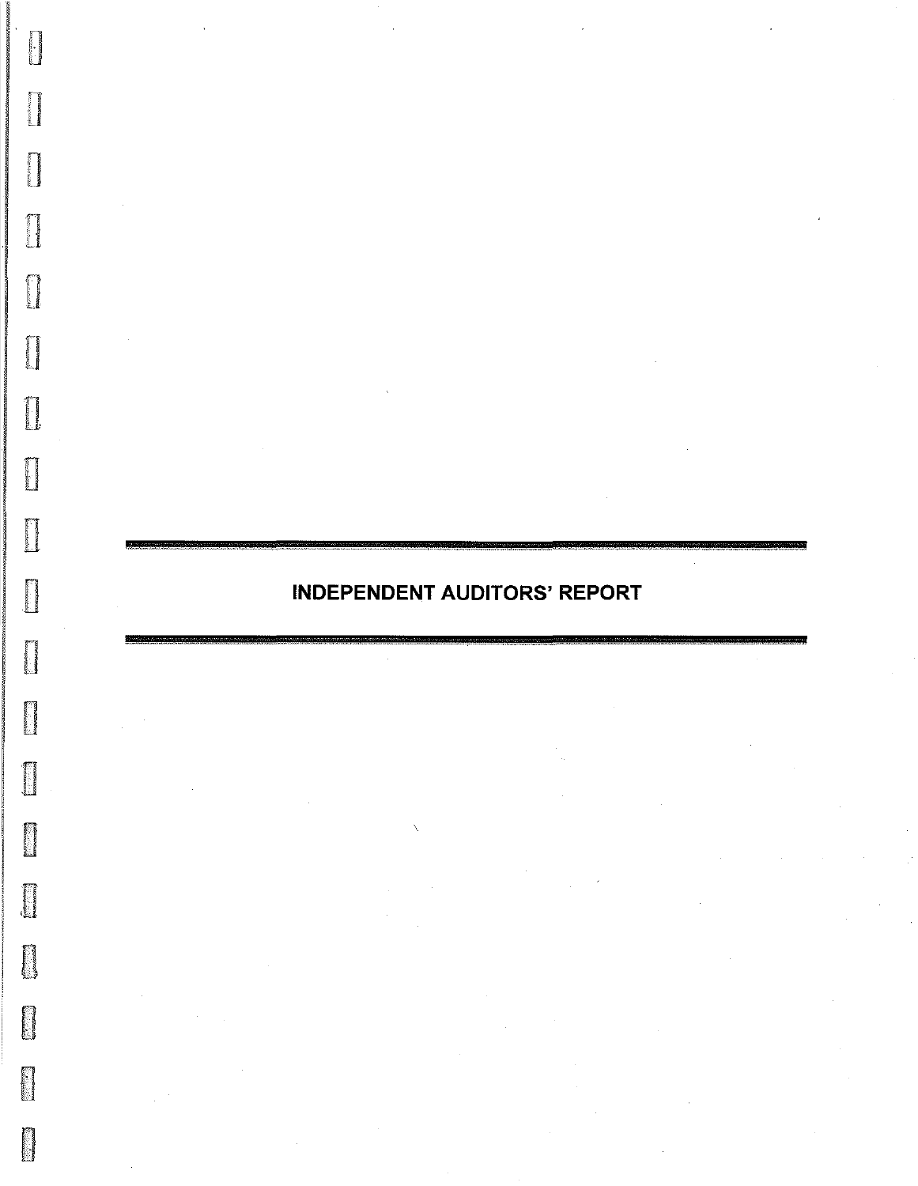# INDEPENDENT AUDITORS' REPORT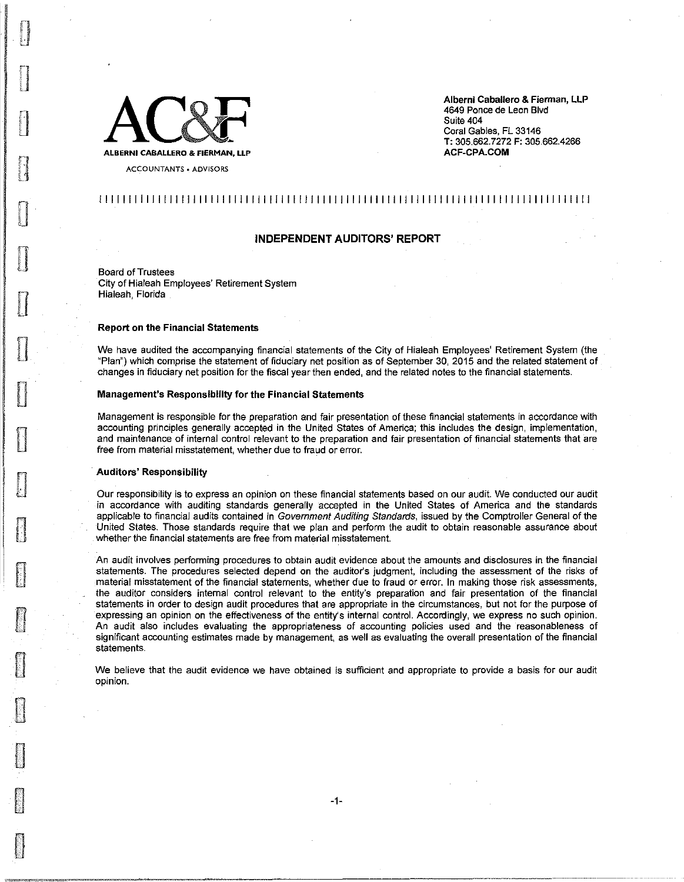**AC&F**

**ALBERNI CABALLERO & FIERMAN, LLP**

ACCOUNTANTS • ADVISORS

**Alberni Caballero & Fierman, LLP**
4649 Ponce de Leon Blvd
Suite 404
Coral Gables, FL 33146
T: 305.662.7272 F: 305.662.4266
**ACF-CPA.COM**

## INDEPENDENT AUDITORS' REPORT

Board of Trustees
City of Hialeah Employees' Retirement System
Hialeah, Florida

### Report on the Financial Statements

We have audited the accompanying financial statements of the City of Hialeah Employees' Retirement System (the "Plan") which comprise the statement of fiduciary net position as of September 30, 2015 and the related statement of changes in fiduciary net position for the fiscal year then ended, and the related notes to the financial statements.

### Management's Responsibility for the Financial Statements

Management is responsible for the preparation and fair presentation of these financial statements in accordance with accounting principles generally accepted in the United States of America; this includes the design, implementation, and maintenance of internal control relevant to the preparation and fair presentation of financial statements that are free from material misstatement, whether due to fraud or error.

### Auditors' Responsibility

Our responsibility is to express an opinion on these financial statements based on our audit. We conducted our audit in accordance with auditing standards generally accepted in the United States of America and the standards applicable to financial audits contained in *Government Auditing Standards*, issued by the Comptroller General of the United States. Those standards require that we plan and perform the audit to obtain reasonable assurance about whether the financial statements are free from material misstatement.

An audit involves performing procedures to obtain audit evidence about the amounts and disclosures in the financial statements. The procedures selected depend on the auditor's judgment, including the assessment of the risks of material misstatement of the financial statements, whether due to fraud or error. In making those risk assessments, the auditor considers internal control relevant to the entity's preparation and fair presentation of the financial statements in order to design audit procedures that are appropriate in the circumstances, but not for the purpose of expressing an opinion on the effectiveness of the entity's internal control. Accordingly, we express no such opinion. An audit also includes evaluating the appropriateness of accounting policies used and the reasonableness of significant accounting estimates made by management, as well as evaluating the overall presentation of the financial statements.

We believe that the audit evidence we have obtained is sufficient and appropriate to provide a basis for our audit opinion.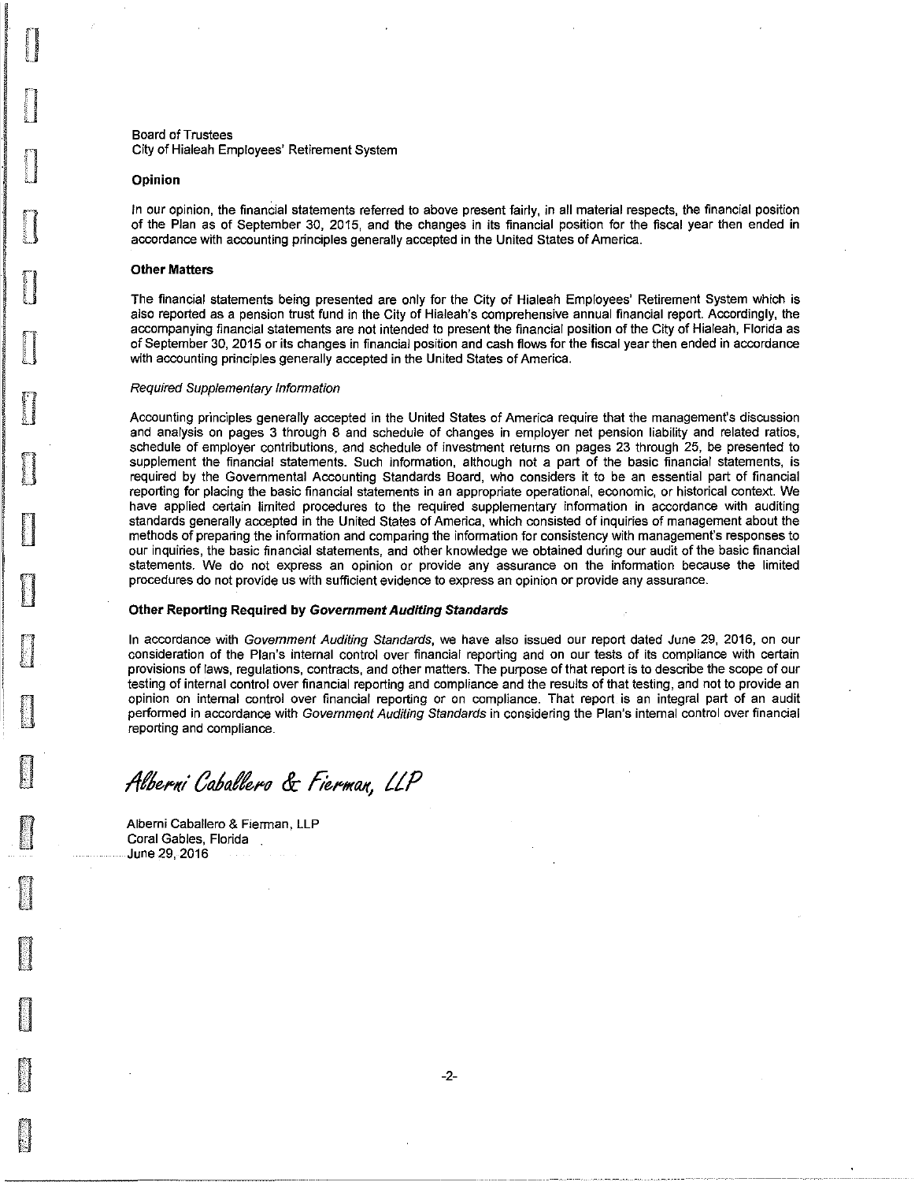Board of Trustees
City of Hialeah Employees' Retirement System

**Opinion**

In our opinion, the financial statements referred to above present fairly, in all material respects, the financial position of the Plan as of September 30, 2015, and the changes in its financial position for the fiscal year then ended in accordance with accounting principles generally accepted in the United States of America.

**Other Matters**

The financial statements being presented are only for the City of Hialeah Employees' Retirement System which is also reported as a pension trust fund in the City of Hialeah's comprehensive annual financial report. Accordingly, the accompanying financial statements are not intended to present the financial position of the City of Hialeah, Florida as of September 30, 2015 or its changes in financial position and cash flows for the fiscal year then ended in accordance with accounting principles generally accepted in the United States of America.

*Required Supplementary Information*

Accounting principles generally accepted in the United States of America require that the management's discussion and analysis on pages 3 through 8 and schedule of changes in employer net pension liability and related ratios, schedule of employer contributions, and schedule of investment returns on pages 23 through 25, be presented to supplement the financial statements. Such information, although not a part of the basic financial statements, is required by the Governmental Accounting Standards Board, who considers it to be an essential part of financial reporting for placing the basic financial statements in an appropriate operational, economic, or historical context. We have applied certain limited procedures to the required supplementary information in accordance with auditing standards generally accepted in the United States of America, which consisted of inquiries of management about the methods of preparing the information and comparing the information for consistency with management's responses to our inquiries, the basic financial statements, and other knowledge we obtained during our audit of the basic financial statements. We do not express an opinion or provide any assurance on the information because the limited procedures do not provide us with sufficient evidence to express an opinion or provide any assurance.

**Other Reporting Required by *Government Auditing Standards***

In accordance with *Government Auditing Standards*, we have also issued our report dated June 29, 2016, on our consideration of the Plan's internal control over financial reporting and on our tests of its compliance with certain provisions of laws, regulations, contracts, and other matters. The purpose of that report is to describe the scope of our testing of internal control over financial reporting and compliance and the results of that testing, and not to provide an opinion on internal control over financial reporting or on compliance. That report is an integral part of an audit performed in accordance with *Government Auditing Standards* in considering the Plan's internal control over financial reporting and compliance.

*Alberni Caballero & Fierman, LLP*

Alberni Caballero & Fierman, LLP
Coral Gables, Florida
June 29, 2016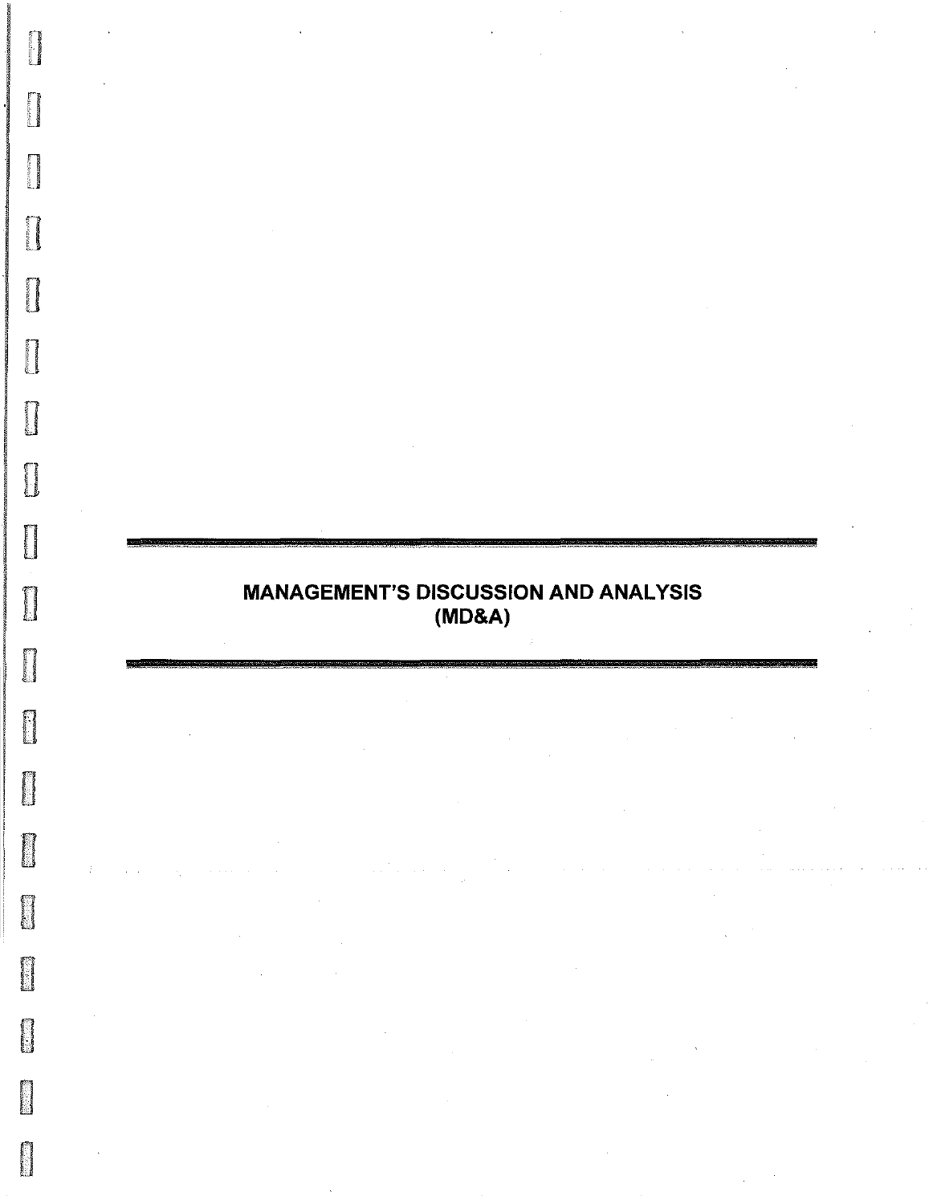# MANAGEMENT'S DISCUSSION AND ANALYSIS (MD&A)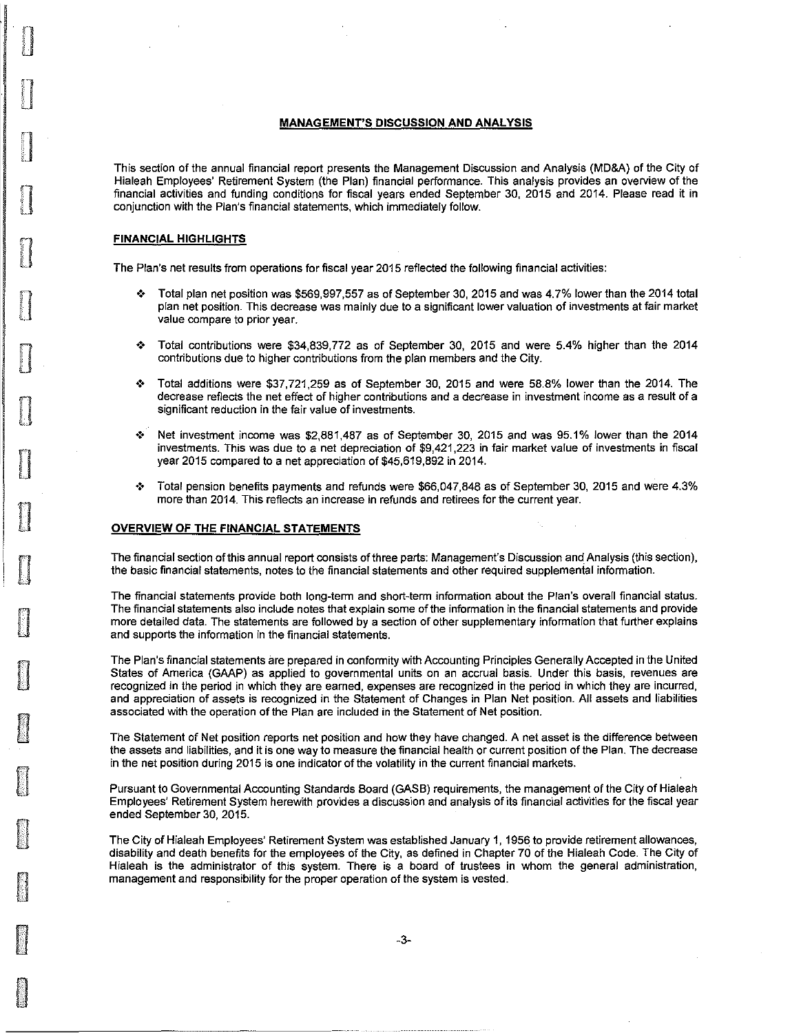## MANAGEMENT'S DISCUSSION AND ANALYSIS

This section of the annual financial report presents the Management Discussion and Analysis (MD&A) of the City of Hialeah Employees' Retirement System (the Plan) financial performance. This analysis provides an overview of the financial activities and funding conditions for fiscal years ended September 30, 2015 and 2014. Please read it in conjunction with the Plan's financial statements, which immediately follow.

### FINANCIAL HIGHLIGHTS

The Plan's net results from operations for fiscal year 2015 reflected the following financial activities:

- Total plan net position was $569,997,557 as of September 30, 2015 and was 4.7% lower than the 2014 total plan net position. This decrease was mainly due to a significant lower valuation of investments at fair market value compare to prior year.
- Total contributions were $34,839,772 as of September 30, 2015 and were 5.4% higher than the 2014 contributions due to higher contributions from the plan members and the City.
- Total additions were $37,721,259 as of September 30, 2015 and were 58.8% lower than the 2014. The decrease reflects the net effect of higher contributions and a decrease in investment income as a result of a significant reduction in the fair value of investments.
- Net investment income was $2,881,487 as of September 30, 2015 and was 95.1% lower than the 2014 investments. This was due to a net depreciation of $9,421,223 in fair market value of investments in fiscal year 2015 compared to a net appreciation of $45,619,892 in 2014.
- Total pension benefits payments and refunds were $66,047,848 as of September 30, 2015 and were 4.3% more than 2014. This reflects an increase in refunds and retirees for the current year.

### OVERVIEW OF THE FINANCIAL STATEMENTS

The financial section of this annual report consists of three parts: Management's Discussion and Analysis (this section), the basic financial statements, notes to the financial statements and other required supplemental information.

The financial statements provide both long-term and short-term information about the Plan's overall financial status. The financial statements also include notes that explain some of the information in the financial statements and provide more detailed data. The statements are followed by a section of other supplementary information that further explains and supports the information in the financial statements.

The Plan's financial statements are prepared in conformity with Accounting Principles Generally Accepted in the United States of America (GAAP) as applied to governmental units on an accrual basis. Under this basis, revenues are recognized in the period in which they are earned, expenses are recognized in the period in which they are incurred, and appreciation of assets is recognized in the Statement of Changes in Plan Net position. All assets and liabilities associated with the operation of the Plan are included in the Statement of Net position.

The Statement of Net position reports net position and how they have changed. A net asset is the difference between the assets and liabilities, and it is one way to measure the financial health or current position of the Plan. The decrease in the net position during 2015 is one indicator of the volatility in the current financial markets.

Pursuant to Governmental Accounting Standards Board (GASB) requirements, the management of the City of Hialeah Employees' Retirement System herewith provides a discussion and analysis of its financial activities for the fiscal year ended September 30, 2015.

The City of Hialeah Employees' Retirement System was established January 1, 1956 to provide retirement allowances, disability and death benefits for the employees of the City, as defined in Chapter 70 of the Hialeah Code. The City of Hialeah is the administrator of this system. There is a board of trustees in whom the general administration, management and responsibility for the proper operation of the system is vested.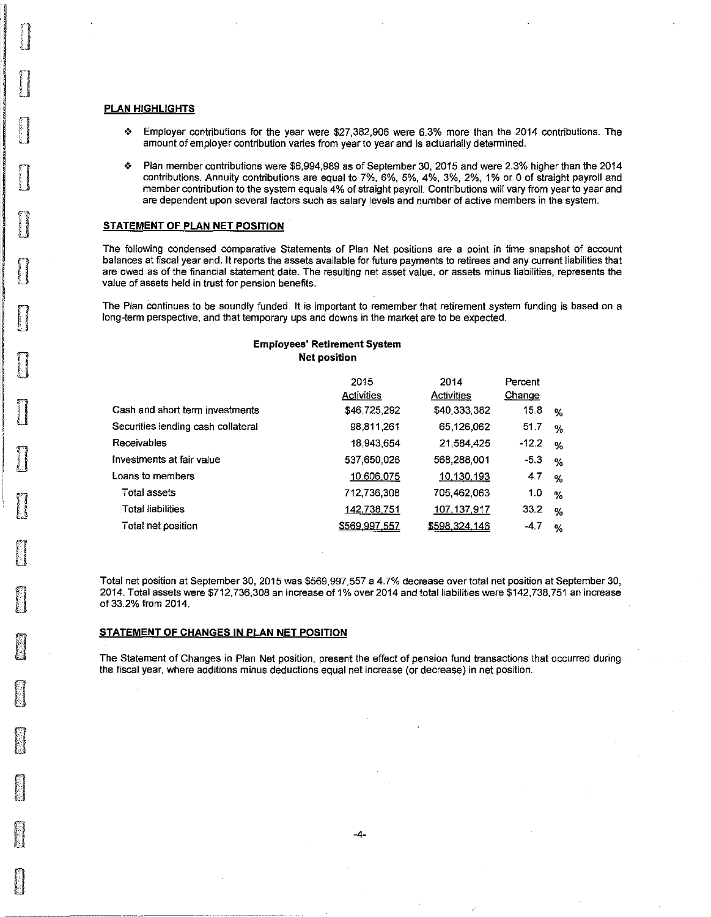## PLAN HIGHLIGHTS

- Employer contributions for the year were $27,382,906 were 6.3% more than the 2014 contributions. The amount of employer contribution varies from year to year and is actuarially determined.
- Plan member contributions were $6,994,989 as of September 30, 2015 and were 2.3% higher than the 2014 contributions. Annuity contributions are equal to 7%, 6%, 5%, 4%, 3%, 2%, 1% or 0 of straight payroll and member contribution to the system equals 4% of straight payroll. Contributions will vary from year to year and are dependent upon several factors such as salary levels and number of active members in the system.

## STATEMENT OF PLAN NET POSITION

The following condensed comparative Statements of Plan Net positions are a point in time snapshot of account balances at fiscal year end. It reports the assets available for future payments to retirees and any current liabilities that are owed as of the financial statement date. The resulting net asset value, or assets minus liabilities, represents the value of assets held in trust for pension benefits.

The Plan continues to be soundly funded. It is important to remember that retirement system funding is based on a long-term perspective, and that temporary ups and downs in the market are to be expected.

**Employees' Retirement System**
**Net position**

| | 2015 Activities | 2014 Activities | Percent Change |
|---|---|---|---|
| Cash and short term investments | $46,725,292 | $40,333,382 | 15.8 % |
| Securities lending cash collateral | 98,811,261 | 65,126,062 | 51.7 % |
| Receivables | 18,943,654 | 21,584,425 | -12.2 % |
| Investments at fair value | 537,650,026 | 568,288,001 | -5.3 % |
| Loans to members | 10,606,075 | 10,130,193 | 4.7 % |
| Total assets | 712,736,308 | 705,462,063 | 1.0 % |
| Total liabilities | 142,738,751 | 107,137,917 | 33.2 % |
| Total net position | $569,997,557 | $598,324,146 | -4.7 % |

Total net position at September 30, 2015 was $569,997,557 a 4.7% decrease over total net position at September 30, 2014. Total assets were $712,736,308 an increase of 1% over 2014 and total liabilities were $142,738,751 an increase of 33.2% from 2014.

## STATEMENT OF CHANGES IN PLAN NET POSITION

The Statement of Changes in Plan Net position, present the effect of pension fund transactions that occurred during the fiscal year, where additions minus deductions equal net increase (or decrease) in net position.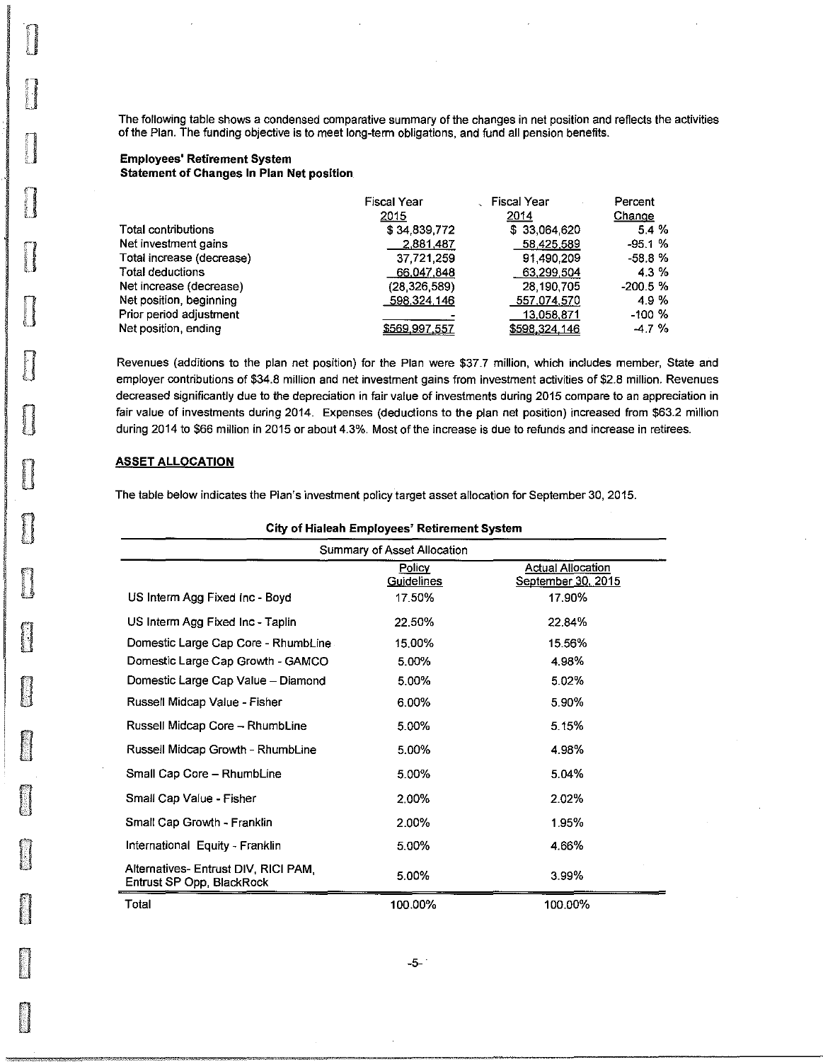The following table shows a condensed comparative summary of the changes in net position and reflects the activities of the Plan. The funding objective is to meet long-term obligations, and fund all pension benefits.

**Employees' Retirement System**
**Statement of Changes In Plan Net position**

| | Fiscal Year 2015 | Fiscal Year 2014 | Percent Change |
|---|---|---|---|
| Total contributions | $ 34,839,772 | $ 33,064,620 | 5.4 % |
| Net investment gains | 2,881,487 | 58,425,589 | -95.1 % |
| Total increase (decrease) | 37,721,259 | 91,490,209 | -58.8 % |
| Total deductions | 66,047,848 | 63,299,504 | 4.3 % |
| Net increase (decrease) | (28,326,589) | 28,190,705 | -200.5 % |
| Net position, beginning | 598,324,146 | 557,074,570 | 4.9 % |
| Prior period adjustment | - | 13,058,871 | -100 % |
| Net position, ending | $569,997,557 | $598,324,146 | -4.7 % |

Revenues (additions to the plan net position) for the Plan were $37.7 million, which includes member, State and employer contributions of $34.8 million and net investment gains from investment activities of $2.8 million. Revenues decreased significantly due to the depreciation in fair value of investments during 2015 compare to an appreciation in fair value of investments during 2014. Expenses (deductions to the plan net position) increased from $63.2 million during 2014 to $66 million in 2015 or about 4.3%. Most of the increase is due to refunds and increase in retirees.

## ASSET ALLOCATION

The table below indicates the Plan's investment policy target asset allocation for September 30, 2015.

**City of Hialeah Employees' Retirement System**

Summary of Asset Allocation

| | Policy Guidelines | Actual Allocation September 30, 2015 |
|---|---|---|
| US Interm Agg Fixed Inc - Boyd | 17.50% | 17.90% |
| US Interm Agg Fixed Inc - Taplin | 22.50% | 22.84% |
| Domestic Large Cap Core - RhumbLine | 15.00% | 15.56% |
| Domestic Large Cap Growth - GAMCO | 5.00% | 4.98% |
| Domestic Large Cap Value – Diamond | 5.00% | 5.02% |
| Russell Midcap Value - Fisher | 6.00% | 5.90% |
| Russell Midcap Core – RhumbLine | 5.00% | 5.15% |
| Russell Midcap Growth - RhumbLine | 5.00% | 4.98% |
| Small Cap Core – RhumbLine | 5.00% | 5.04% |
| Small Cap Value - Fisher | 2.00% | 2.02% |
| Small Cap Growth - Franklin | 2.00% | 1.95% |
| International Equity - Franklin | 5.00% | 4.66% |
| Alternatives- Entrust DIV, RICI PAM, Entrust SP Opp, BlackRock | 5.00% | 3.99% |
| Total | 100.00% | 100.00% |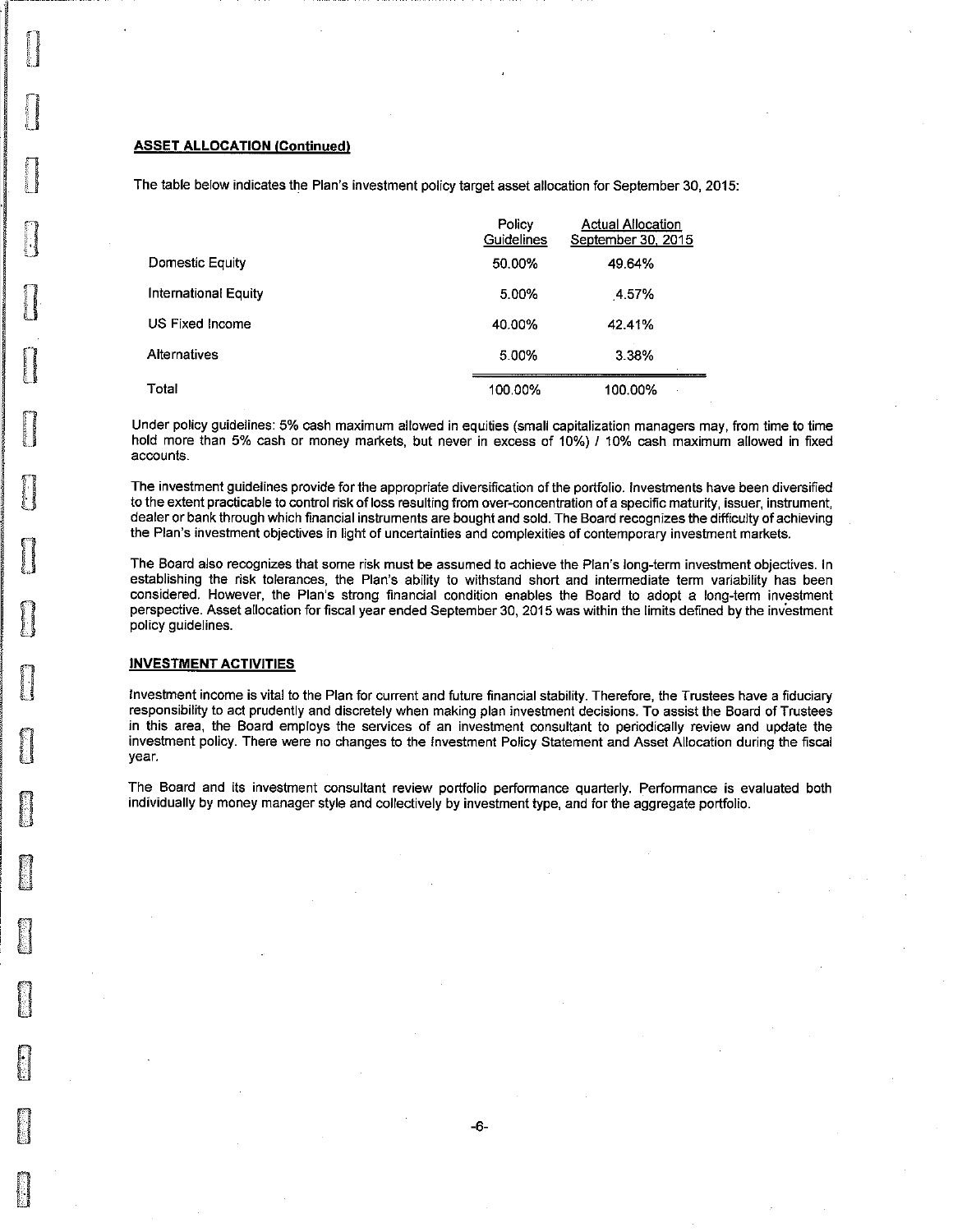**ASSET ALLOCATION (Continued)**

The table below indicates the Plan's investment policy target asset allocation for September 30, 2015:

| | Policy Guidelines | Actual Allocation September 30, 2015 |
|---|---|---|
| Domestic Equity | 50.00% | 49.64% |
| International Equity | 5.00% | 4.57% |
| US Fixed Income | 40.00% | 42.41% |
| Alternatives | 5.00% | 3.38% |
| Total | 100.00% | 100.00% |

Under policy guidelines: 5% cash maximum allowed in equities (small capitalization managers may, from time to time hold more than 5% cash or money markets, but never in excess of 10%) / 10% cash maximum allowed in fixed accounts.

The investment guidelines provide for the appropriate diversification of the portfolio. Investments have been diversified to the extent practicable to control risk of loss resulting from over-concentration of a specific maturity, issuer, instrument, dealer or bank through which financial instruments are bought and sold. The Board recognizes the difficulty of achieving the Plan's investment objectives in light of uncertainties and complexities of contemporary investment markets.

The Board also recognizes that some risk must be assumed to achieve the Plan's long-term investment objectives. In establishing the risk tolerances, the Plan's ability to withstand short and intermediate term variability has been considered. However, the Plan's strong financial condition enables the Board to adopt a long-term investment perspective. Asset allocation for fiscal year ended September 30, 2015 was within the limits defined by the investment policy guidelines.

**INVESTMENT ACTIVITIES**

Investment income is vital to the Plan for current and future financial stability. Therefore, the Trustees have a fiduciary responsibility to act prudently and discretely when making plan investment decisions. To assist the Board of Trustees in this area, the Board employs the services of an investment consultant to periodically review and update the investment policy. There were no changes to the Investment Policy Statement and Asset Allocation during the fiscal year.

The Board and its investment consultant review portfolio performance quarterly. Performance is evaluated both individually by money manager style and collectively by investment type, and for the aggregate portfolio.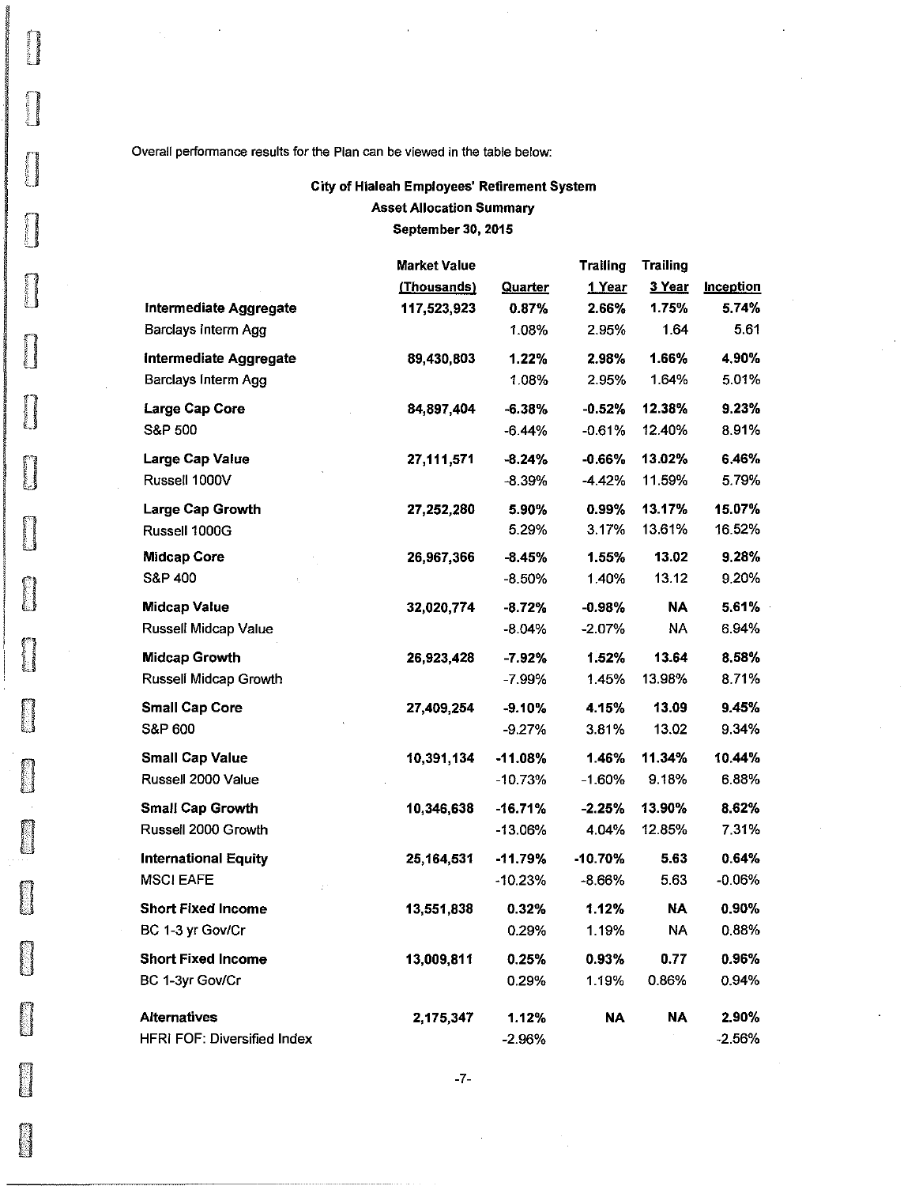Overall performance results for the Plan can be viewed in the table below:

**City of Hialeah Employees' Retirement System**
**Asset Allocation Summary**
**September 30, 2015**

| | Market Value (Thousands) | Quarter | Trailing 1 Year | Trailing 3 Year | Inception |
|---|---|---|---|---|---|
| **Intermediate Aggregate** | **117,523,923** | **0.87%** | **2.66%** | **1.75%** | **5.74%** |
| Barclays Interm Agg | | 1.08% | 2.95% | 1.64 | 5.61 |
| **Intermediate Aggregate** | **89,430,803** | **1.22%** | **2.98%** | **1.66%** | **4.90%** |
| Barclays Interm Agg | | 1.08% | 2.95% | 1.64% | 5.01% |
| **Large Cap Core** | **84,897,404** | **-6.38%** | **-0.52%** | **12.38%** | **9.23%** |
| S&P 500 | | -6.44% | -0.61% | 12.40% | 8.91% |
| **Large Cap Value** | **27,111,571** | **-8.24%** | **-0.66%** | **13.02%** | **6.46%** |
| Russell 1000V | | -8.39% | -4.42% | 11.59% | 5.79% |
| **Large Cap Growth** | **27,252,280** | **5.90%** | **0.99%** | **13.17%** | **15.07%** |
| Russell 1000G | | 5.29% | 3.17% | 13.61% | 16.52% |
| **Midcap Core** | **26,967,366** | **-8.45%** | **1.55%** | **13.02** | **9.28%** |
| S&P 400 | | -8.50% | 1.40% | 13.12 | 9.20% |
| **Midcap Value** | **32,020,774** | **-8.72%** | **-0.98%** | **NA** | **5.61%** |
| Russell Midcap Value | | -8.04% | -2.07% | NA | 6.94% |
| **Midcap Growth** | **26,923,428** | **-7.92%** | **1.52%** | **13.64** | **8.58%** |
| Russell Midcap Growth | | -7.99% | 1.45% | 13.98% | 8.71% |
| **Small Cap Core** | **27,409,254** | **-9.10%** | **4.15%** | **13.09** | **9.45%** |
| S&P 600 | | -9.27% | 3.81% | 13.02 | 9.34% |
| **Small Cap Value** | **10,391,134** | **-11.08%** | **1.46%** | **11.34%** | **10.44%** |
| Russell 2000 Value | | -10.73% | -1.60% | 9.18% | 6.88% |
| **Small Cap Growth** | **10,346,638** | **-16.71%** | **-2.25%** | **13.90%** | **8.62%** |
| Russell 2000 Growth | | -13.06% | 4.04% | 12.85% | 7.31% |
| **International Equity** | **25,164,531** | **-11.79%** | **-10.70%** | **5.63** | **0.64%** |
| MSCI EAFE | | -10.23% | -8.66% | 5.63 | -0.06% |
| **Short Fixed Income** | **13,551,838** | **0.32%** | **1.12%** | **NA** | **0.90%** |
| BC 1-3 yr Gov/Cr | | 0.29% | 1.19% | NA | 0.88% |
| **Short Fixed Income** | **13,009,811** | **0.25%** | **0.93%** | **0.77** | **0.96%** |
| BC 1-3yr Gov/Cr | | 0.29% | 1.19% | 0.86% | 0.94% |
| **Alternatives** | **2,175,347** | **1.12%** | **NA** | **NA** | **2.90%** |
| HFRI FOF: Diversified Index | | -2.96% | | | -2.56% |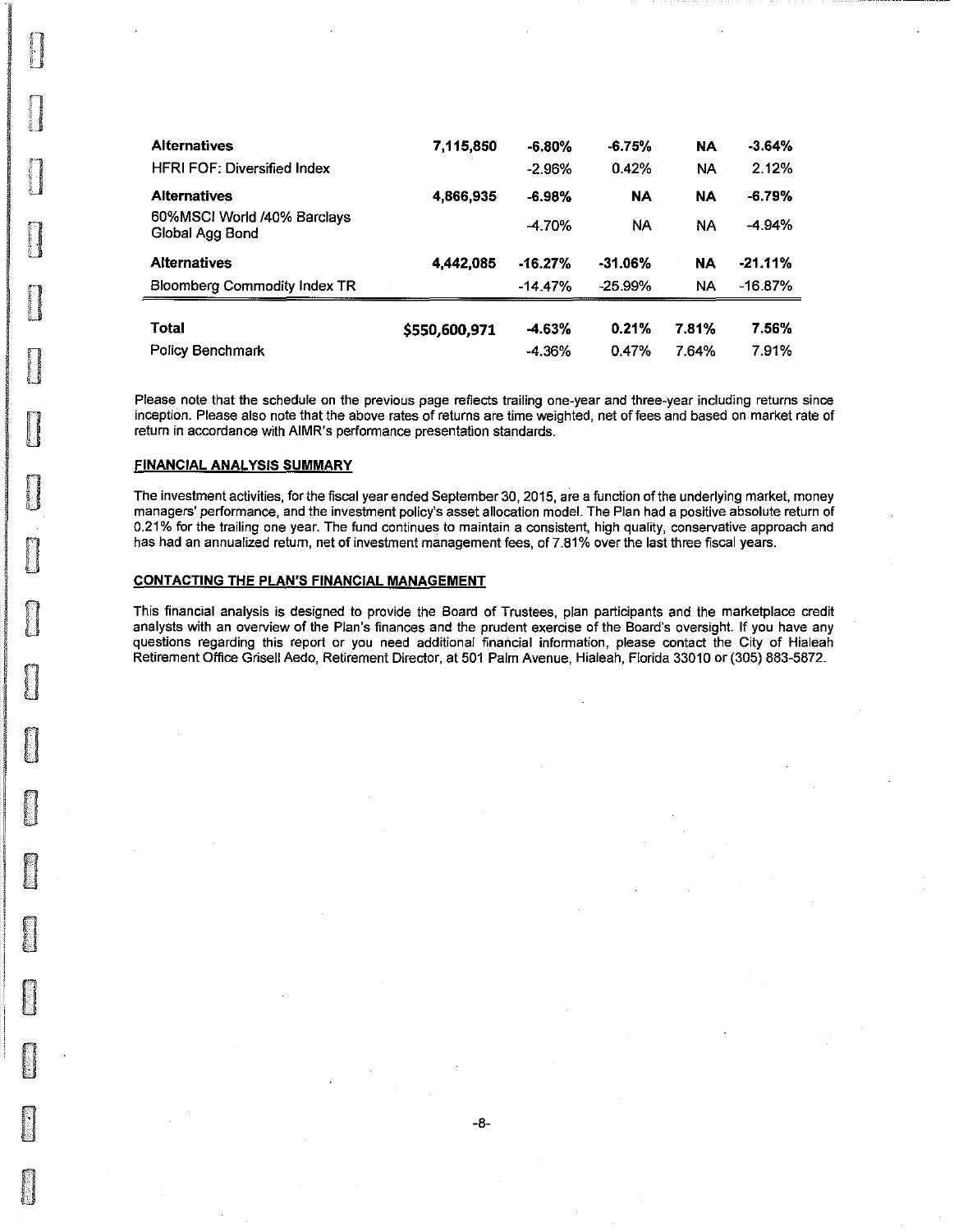| | | | | | |
|---|---|---|---|---|---|
| **Alternatives** | **7,115,850** | **-6.80%** | **-6.75%** | **NA** | **-3.64%** |
| HFRI FOF: Diversified Index | | -2.96% | 0.42% | NA | 2.12% |
| **Alternatives** | **4,866,935** | **-6.98%** | **NA** | **NA** | **-6.79%** |
| 60%MSCI World /40% Barclays Global Agg Bond | | -4.70% | NA | NA | -4.94% |
| **Alternatives** | **4,442,085** | **-16.27%** | **-31.06%** | **NA** | **-21.11%** |
| Bloomberg Commodity Index TR | | -14.47% | -25.99% | NA | -16.87% |
| **Total** | **$550,600,971** | **-4.63%** | **0.21%** | **7.81%** | **7.56%** |
| Policy Benchmark | | -4.36% | 0.47% | 7.64% | 7.91% |

Please note that the schedule on the previous page reflects trailing one-year and three-year including returns since inception. Please also note that the above rates of returns are time weighted, net of fees and based on market rate of return in accordance with AIMR's performance presentation standards.

## FINANCIAL ANALYSIS SUMMARY

The investment activities, for the fiscal year ended September 30, 2015, are a function of the underlying market, money managers' performance, and the investment policy's asset allocation model. The Plan had a positive absolute return of 0.21% for the trailing one year. The fund continues to maintain a consistent, high quality, conservative approach and has had an annualized return, net of investment management fees, of 7.81% over the last three fiscal years.

## CONTACTING THE PLAN'S FINANCIAL MANAGEMENT

This financial analysis is designed to provide the Board of Trustees, plan participants and the marketplace credit analysts with an overview of the Plan's finances and the prudent exercise of the Board's oversight. If you have any questions regarding this report or you need additional financial information, please contact the City of Hialeah Retirement Office Grisell Aedo, Retirement Director, at 501 Palm Avenue, Hialeah, Florida 33010 or (305) 883-5872.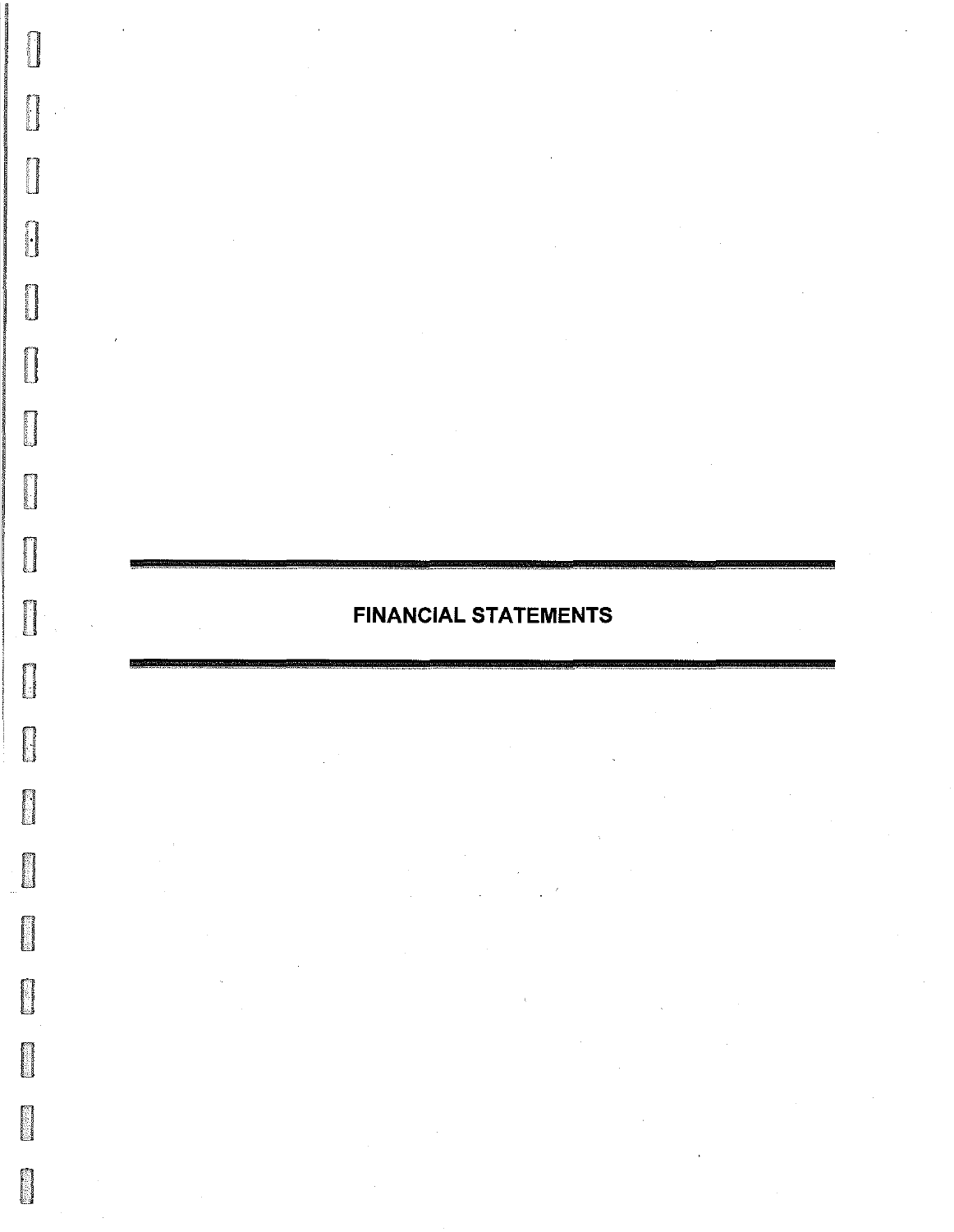# FINANCIAL STATEMENTS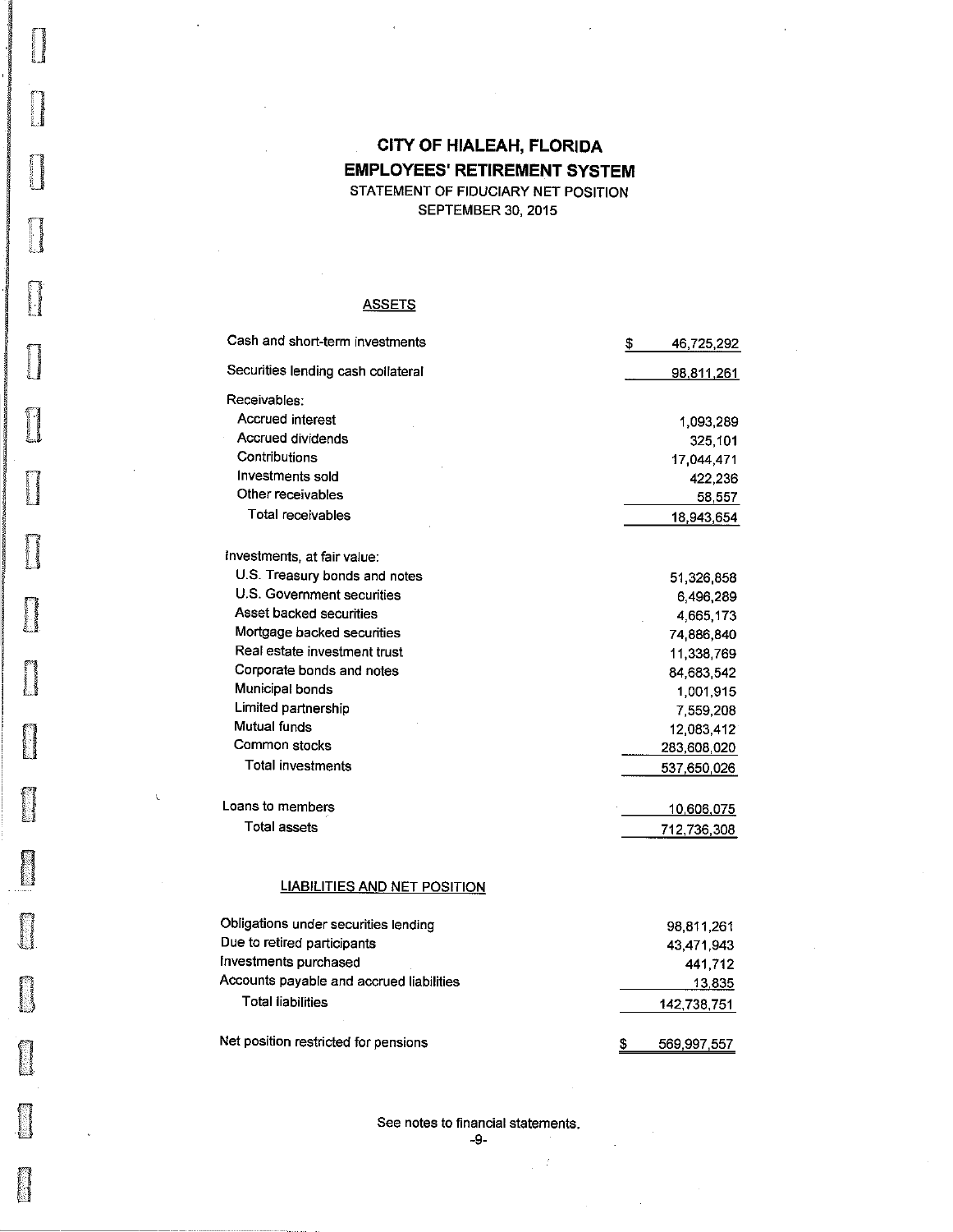# CITY OF HIALEAH, FLORIDA

## EMPLOYEES' RETIREMENT SYSTEM

STATEMENT OF FIDUCIARY NET POSITION

SEPTEMBER 30, 2015

### ASSETS

| | |
|---|---|
| Cash and short-term investments | $ 46,725,292 |
| Securities lending cash collateral | 98,811,261 |
| Receivables: | |
| Accrued interest | 1,093,289 |
| Accrued dividends | 325,101 |
| Contributions | 17,044,471 |
| Investments sold | 422,236 |
| Other receivables | 58,557 |
| Total receivables | 18,943,654 |
| Investments, at fair value: | |
| U.S. Treasury bonds and notes | 51,326,858 |
| U.S. Government securities | 6,496,289 |
| Asset backed securities | 4,665,173 |
| Mortgage backed securities | 74,886,840 |
| Real estate investment trust | 11,338,769 |
| Corporate bonds and notes | 84,683,542 |
| Municipal bonds | 1,001,915 |
| Limited partnership | 7,559,208 |
| Mutual funds | 12,083,412 |
| Common stocks | 283,608,020 |
| Total investments | 537,650,026 |
| Loans to members | 10,606,075 |
| Total assets | 712,736,308 |

### LIABILITIES AND NET POSITION

| | |
|---|---|
| Obligations under securities lending | 98,811,261 |
| Due to retired participants | 43,471,943 |
| Investments purchased | 441,712 |
| Accounts payable and accrued liabilities | 13,835 |
| Total liabilities | 142,738,751 |
| Net position restricted for pensions | $ 569,997,557 |

See notes to financial statements.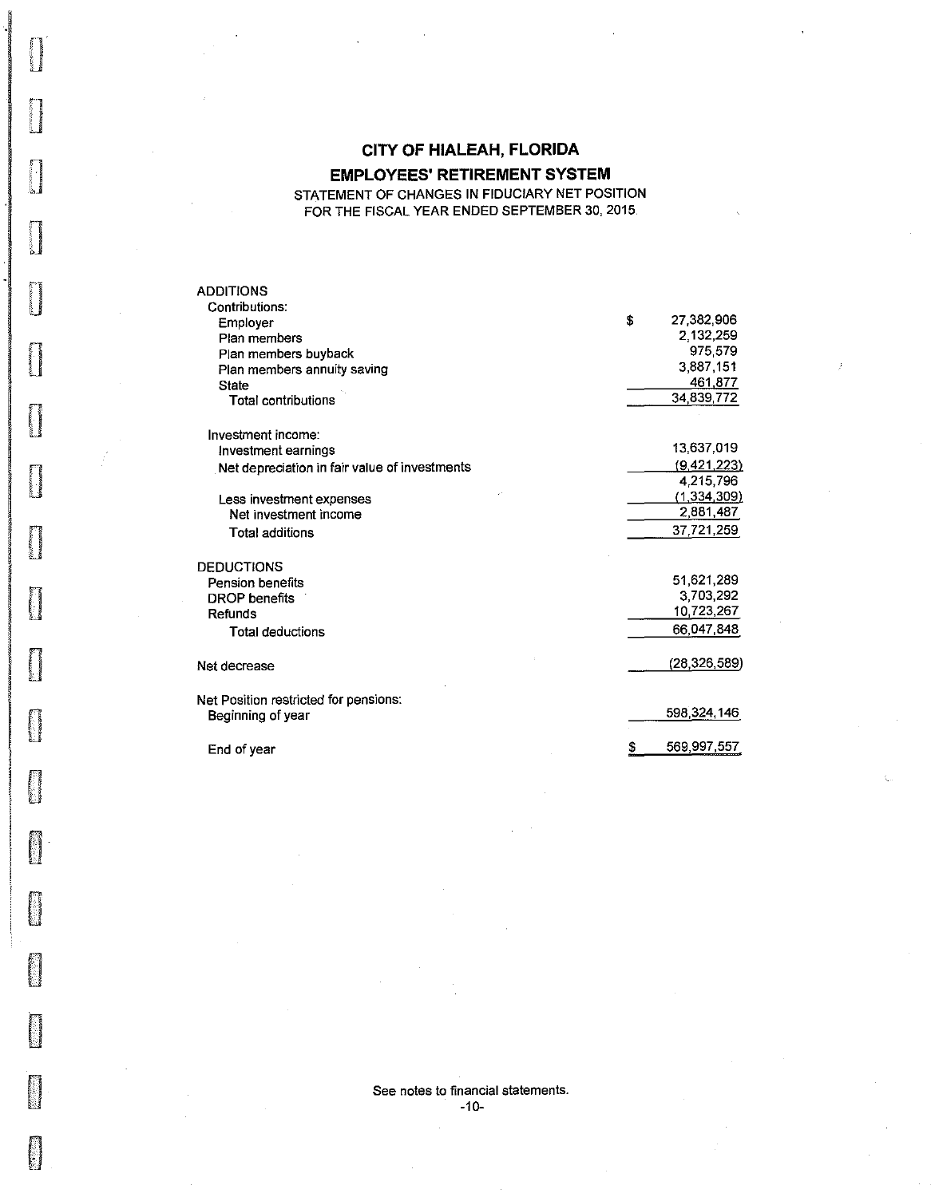# CITY OF HIALEAH, FLORIDA

## EMPLOYEES' RETIREMENT SYSTEM

STATEMENT OF CHANGES IN FIDUCIARY NET POSITION
FOR THE FISCAL YEAR ENDED SEPTEMBER 30, 2015

| | |
|---|---:|
| **ADDITIONS** | |
| Contributions: | |
| Employer | $ 27,382,906 |
| Plan members | 2,132,259 |
| Plan members buyback | 975,579 |
| Plan members annuity saving | 3,887,151 |
| State | 461,877 |
| Total contributions | 34,839,772 |
| | |
| Investment income: | |
| Investment earnings | 13,637,019 |
| Net depreciation in fair value of investments | (9,421,223) |
| | 4,215,796 |
| Less investment expenses | (1,334,309) |
| Net investment income | 2,881,487 |
| Total additions | 37,721,259 |
| | |
| **DEDUCTIONS** | |
| Pension benefits | 51,621,289 |
| DROP benefits | 3,703,292 |
| Refunds | 10,723,267 |
| Total deductions | 66,047,848 |
| | |
| Net decrease | (28,326,589) |
| | |
| Net Position restricted for pensions: | |
| Beginning of year | 598,324,146 |
| | |
| End of year | $ 569,997,557 |

See notes to financial statements.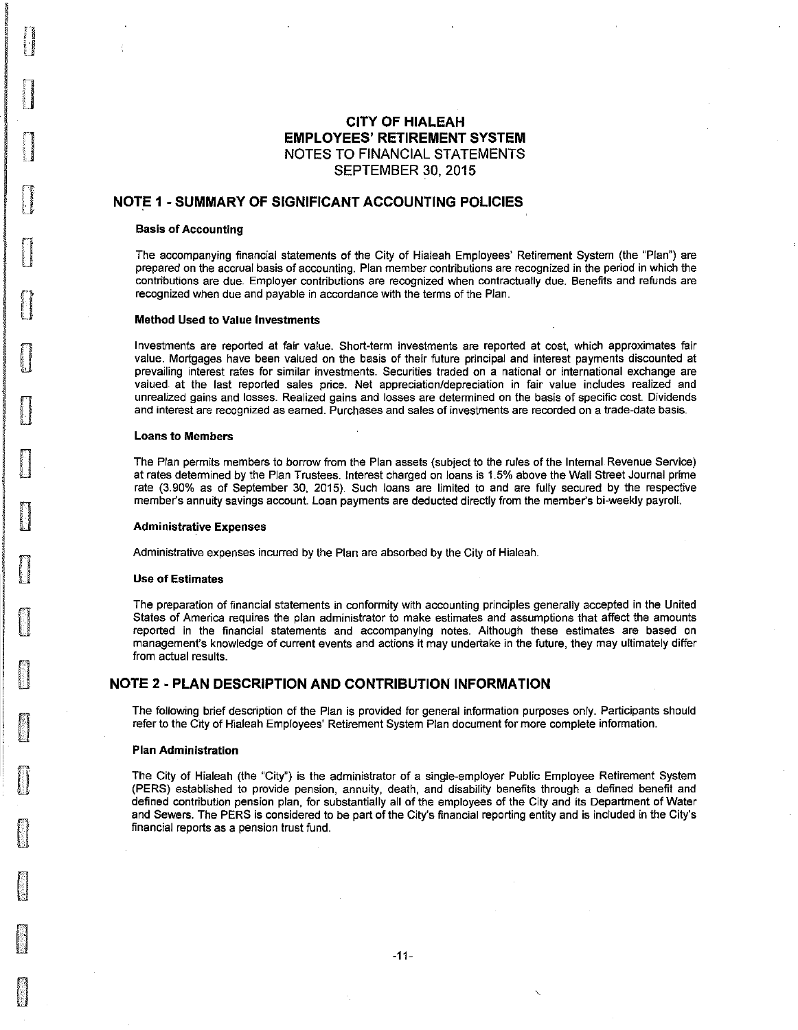# CITY OF HIALEAH
# EMPLOYEES' RETIREMENT SYSTEM
## NOTES TO FINANCIAL STATEMENTS
## SEPTEMBER 30, 2015

## NOTE 1 - SUMMARY OF SIGNIFICANT ACCOUNTING POLICIES

### Basis of Accounting

The accompanying financial statements of the City of Hialeah Employees' Retirement System (the "Plan") are prepared on the accrual basis of accounting. Plan member contributions are recognized in the period in which the contributions are due. Employer contributions are recognized when contractually due. Benefits and refunds are recognized when due and payable in accordance with the terms of the Plan.

### Method Used to Value Investments

Investments are reported at fair value. Short-term investments are reported at cost, which approximates fair value. Mortgages have been valued on the basis of their future principal and interest payments discounted at prevailing interest rates for similar investments. Securities traded on a national or international exchange are valued at the last reported sales price. Net appreciation/depreciation in fair value includes realized and unrealized gains and losses. Realized gains and losses are determined on the basis of specific cost. Dividends and interest are recognized as earned. Purchases and sales of investments are recorded on a trade-date basis.

### Loans to Members

The Plan permits members to borrow from the Plan assets (subject to the rules of the Internal Revenue Service) at rates determined by the Plan Trustees. Interest charged on loans is 1.5% above the Wall Street Journal prime rate (3.90% as of September 30, 2015). Such loans are limited to and are fully secured by the respective member's annuity savings account. Loan payments are deducted directly from the member's bi-weekly payroll.

### Administrative Expenses

Administrative expenses incurred by the Plan are absorbed by the City of Hialeah.

### Use of Estimates

The preparation of financial statements in conformity with accounting principles generally accepted in the United States of America requires the plan administrator to make estimates and assumptions that affect the amounts reported in the financial statements and accompanying notes. Although these estimates are based on management's knowledge of current events and actions it may undertake in the future, they may ultimately differ from actual results.

## NOTE 2 - PLAN DESCRIPTION AND CONTRIBUTION INFORMATION

The following brief description of the Plan is provided for general information purposes only. Participants should refer to the City of Hialeah Employees' Retirement System Plan document for more complete information.

### Plan Administration

The City of Hialeah (the "City") is the administrator of a single-employer Public Employee Retirement System (PERS) established to provide pension, annuity, death, and disability benefits through a defined benefit and defined contribution pension plan, for substantially all of the employees of the City and its Department of Water and Sewers. The PERS is considered to be part of the City's financial reporting entity and is included in the City's financial reports as a pension trust fund.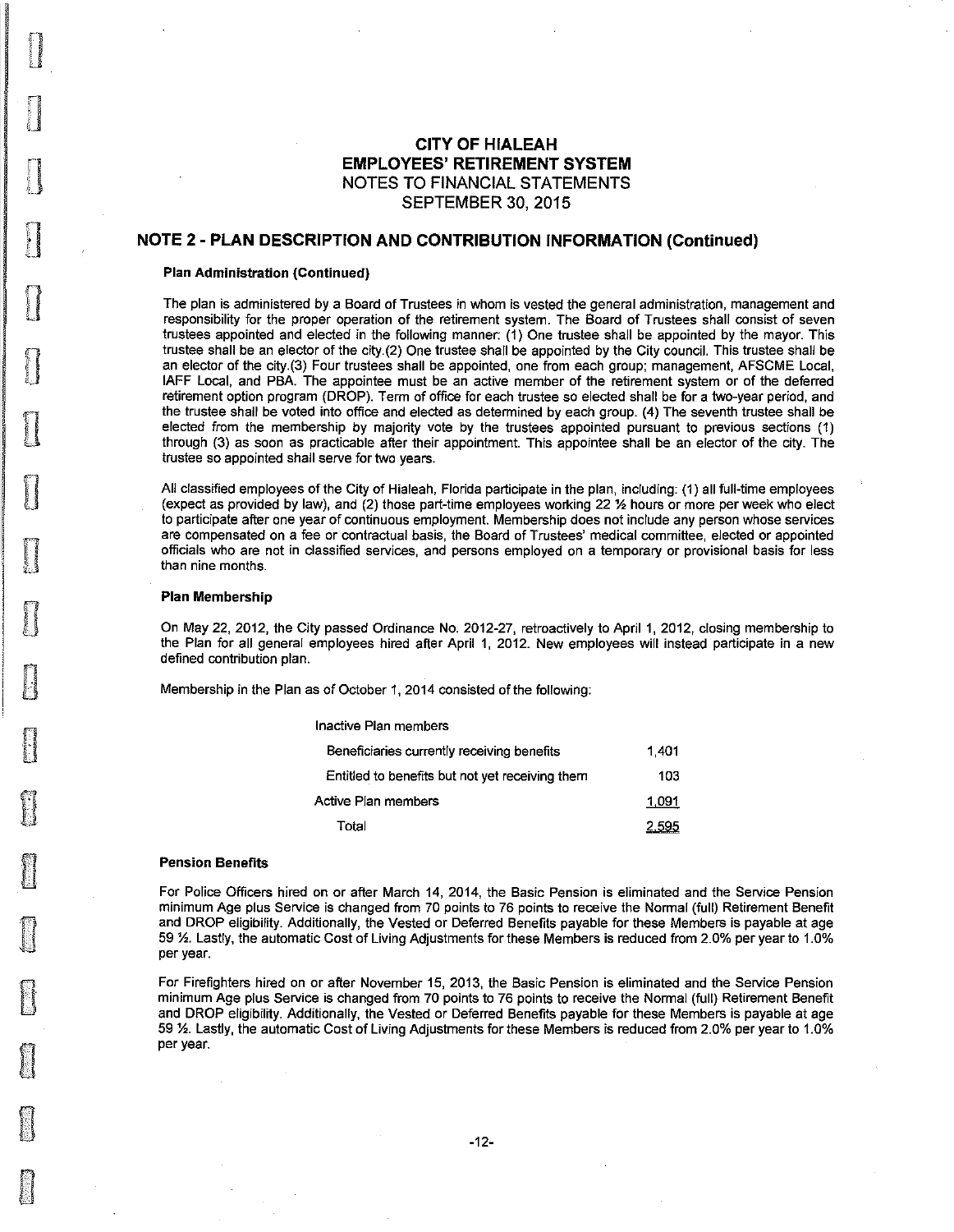# CITY OF HIALEAH
# EMPLOYEES' RETIREMENT SYSTEM
## NOTES TO FINANCIAL STATEMENTS
## SEPTEMBER 30, 2015

## NOTE 2 - PLAN DESCRIPTION AND CONTRIBUTION INFORMATION (Continued)

### Plan Administration (Continued)

The plan is administered by a Board of Trustees in whom is vested the general administration, management and responsibility for the proper operation of the retirement system. The Board of Trustees shall consist of seven trustees appointed and elected in the following manner: (1) One trustee shall be appointed by the mayor. This trustee shall be an elector of the city.(2) One trustee shall be appointed by the City council. This trustee shall be an elector of the city.(3) Four trustees shall be appointed, one from each group; management, AFSCME Local, IAFF Local, and PBA. The appointee must be an active member of the retirement system or of the deferred retirement option program (DROP). Term of office for each trustee so elected shall be for a two-year period, and the trustee shall be voted into office and elected as determined by each group. (4) The seventh trustee shall be elected from the membership by majority vote by the trustees appointed pursuant to previous sections (1) through (3) as soon as practicable after their appointment. This appointee shall be an elector of the city. The trustee so appointed shall serve for two years.

All classified employees of the City of Hialeah, Florida participate in the plan, including: (1) all full-time employees (expect as provided by law), and (2) those part-time employees working 22 ½ hours or more per week who elect to participate after one year of continuous employment. Membership does not include any person whose services are compensated on a fee or contractual basis, the Board of Trustees' medical committee, elected or appointed officials who are not in classified services, and persons employed on a temporary or provisional basis for less than nine months.

### Plan Membership

On May 22, 2012, the City passed Ordinance No. 2012-27, retroactively to April 1, 2012, closing membership to the Plan for all general employees hired after April 1, 2012. New employees will instead participate in a new defined contribution plan.

Membership in the Plan as of October 1, 2014 consisted of the following:

| | |
|---|---|
| Inactive Plan members | |
| Beneficiaries currently receiving benefits | 1,401 |
| Entitled to benefits but not yet receiving them | 103 |
| Active Plan members | 1,091 |
| Total | 2,595 |

### Pension Benefits

For Police Officers hired on or after March 14, 2014, the Basic Pension is eliminated and the Service Pension minimum Age plus Service is changed from 70 points to 76 points to receive the Normal (full) Retirement Benefit and DROP eligibility. Additionally, the Vested or Deferred Benefits payable for these Members is payable at age 59 ½. Lastly, the automatic Cost of Living Adjustments for these Members is reduced from 2.0% per year to 1.0% per year.

For Firefighters hired on or after November 15, 2013, the Basic Pension is eliminated and the Service Pension minimum Age plus Service is changed from 70 points to 76 points to receive the Normal (full) Retirement Benefit and DROP eligibility. Additionally, the Vested or Deferred Benefits payable for these Members is payable at age 59 ½. Lastly, the automatic Cost of Living Adjustments for these Members is reduced from 2.0% per year to 1.0% per year.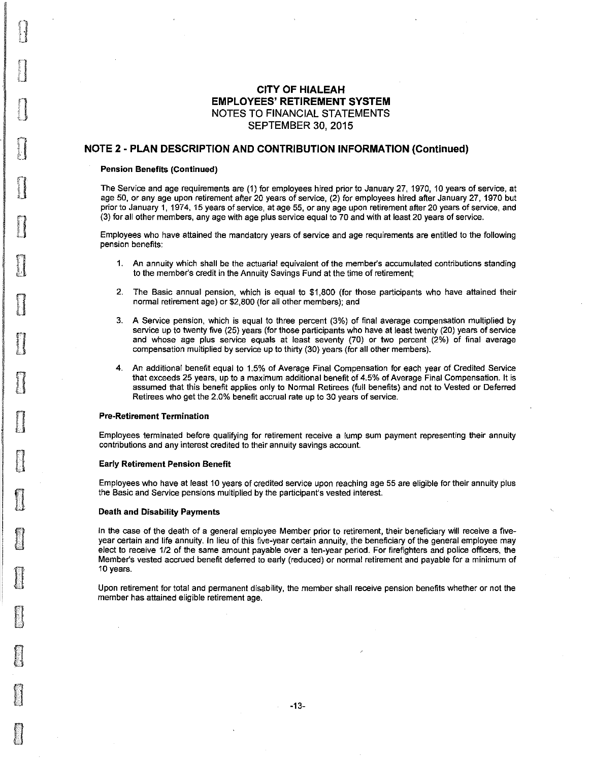# CITY OF HIALEAH
# EMPLOYEES' RETIREMENT SYSTEM
## NOTES TO FINANCIAL STATEMENTS
## SEPTEMBER 30, 2015

## NOTE 2 - PLAN DESCRIPTION AND CONTRIBUTION INFORMATION (Continued)

### Pension Benefits (Continued)

The Service and age requirements are (1) for employees hired prior to January 27, 1970, 10 years of service, at age 50, or any age upon retirement after 20 years of service, (2) for employees hired after January 27, 1970 but prior to January 1, 1974, 15 years of service, at age 55, or any age upon retirement after 20 years of service, and (3) for all other members, any age with age plus service equal to 70 and with at least 20 years of service.

Employees who have attained the mandatory years of service and age requirements are entitled to the following pension benefits:

1. An annuity which shall be the actuarial equivalent of the member's accumulated contributions standing to the member's credit in the Annuity Savings Fund at the time of retirement;

2. The Basic annual pension, which is equal to $1,800 (for those participants who have attained their normal retirement age) or $2,800 (for all other members); and

3. A Service pension, which is equal to three percent (3%) of final average compensation multiplied by service up to twenty five (25) years (for those participants who have at least twenty (20) years of service and whose age plus service equals at least seventy (70) or two percent (2%) of final average compensation multiplied by service up to thirty (30) years (for all other members).

4. An additional benefit equal to 1.5% of Average Final Compensation for each year of Credited Service that exceeds 25 years, up to a maximum additional benefit of 4.5% of Average Final Compensation. It is assumed that this benefit applies only to Normal Retirees (full benefits) and not to Vested or Deferred Retirees who get the 2.0% benefit accrual rate up to 30 years of service.

### Pre-Retirement Termination

Employees terminated before qualifying for retirement receive a lump sum payment representing their annuity contributions and any interest credited to their annuity savings account.

### Early Retirement Pension Benefit

Employees who have at least 10 years of credited service upon reaching age 55 are eligible for their annuity plus the Basic and Service pensions multiplied by the participant's vested interest.

### Death and Disability Payments

In the case of the death of a general employee Member prior to retirement, their beneficiary will receive a five-year certain and life annuity. In lieu of this five-year certain annuity, the beneficiary of the general employee may elect to receive 1/2 of the same amount payable over a ten-year period. For firefighters and police officers, the Member's vested accrued benefit deferred to early (reduced) or normal retirement and payable for a minimum of 10 years.

Upon retirement for total and permanent disability, the member shall receive pension benefits whether or not the member has attained eligible retirement age.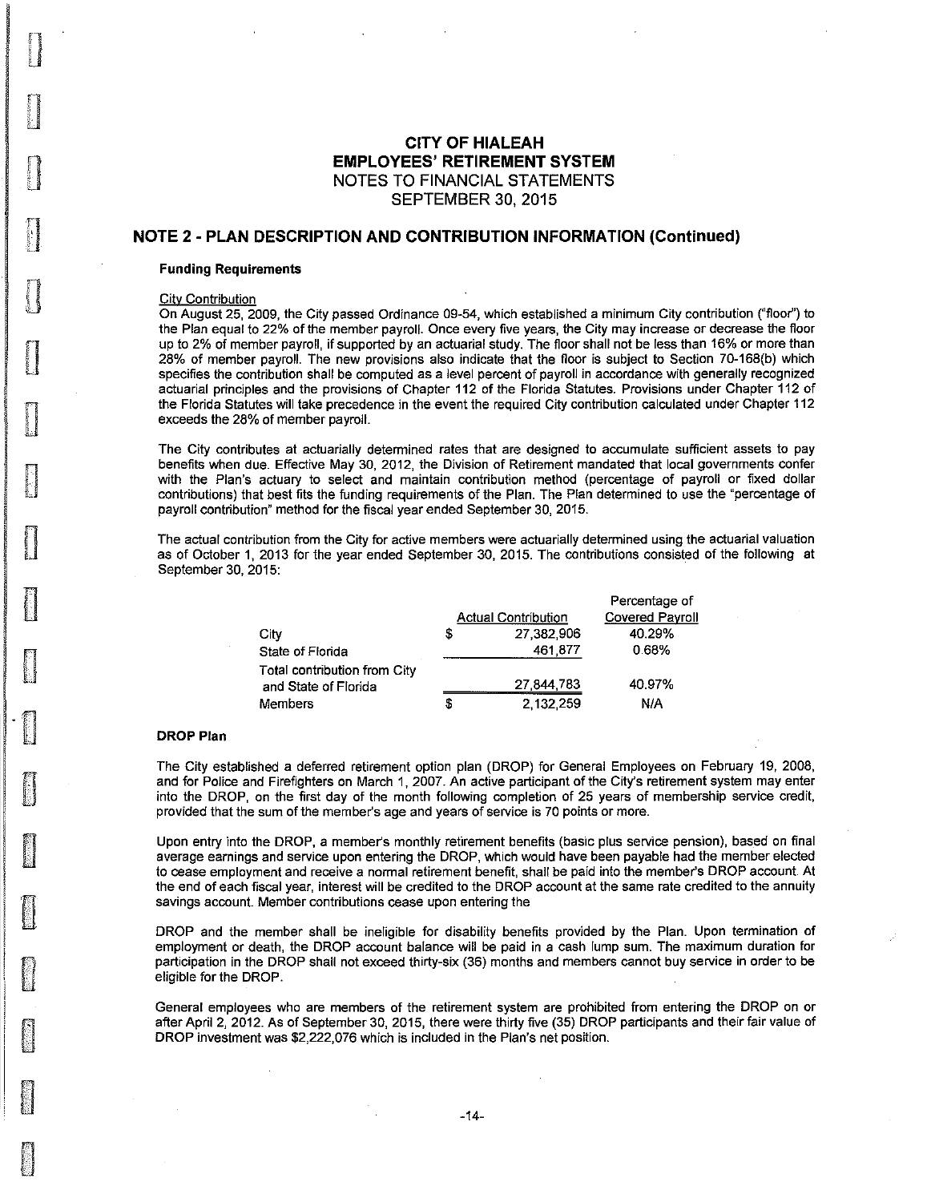# CITY OF HIALEAH
# EMPLOYEES' RETIREMENT SYSTEM
## NOTES TO FINANCIAL STATEMENTS
## SEPTEMBER 30, 2015

## NOTE 2 - PLAN DESCRIPTION AND CONTRIBUTION INFORMATION (Continued)

### Funding Requirements

City Contribution

On August 25, 2009, the City passed Ordinance 09-54, which established a minimum City contribution ("floor") to the Plan equal to 22% of the member payroll. Once every five years, the City may increase or decrease the floor up to 2% of member payroll, if supported by an actuarial study. The floor shall not be less than 16% or more than 28% of member payroll. The new provisions also indicate that the floor is subject to Section 70-168(b) which specifies the contribution shall be computed as a level percent of payroll in accordance with generally recognized actuarial principles and the provisions of Chapter 112 of the Florida Statutes. Provisions under Chapter 112 of the Florida Statutes will take precedence in the event the required City contribution calculated under Chapter 112 exceeds the 28% of member payroll.

The City contributes at actuarially determined rates that are designed to accumulate sufficient assets to pay benefits when due. Effective May 30, 2012, the Division of Retirement mandated that local governments confer with the Plan's actuary to select and maintain contribution method (percentage of payroll or fixed dollar contributions) that best fits the funding requirements of the Plan. The Plan determined to use the "percentage of payroll contribution" method for the fiscal year ended September 30, 2015.

The actual contribution from the City for active members were actuarially determined using the actuarial valuation as of October 1, 2013 for the year ended September 30, 2015. The contributions consisted of the following at September 30, 2015:

| | Actual Contribution | Percentage of Covered Payroll |
|---|---|---|
| City | $ 27,382,906 | 40.29% |
| State of Florida | 461,877 | 0.68% |
| Total contribution from City and State of Florida | 27,844,783 | 40.97% |
| Members | $ 2,132,259 | N/A |

### DROP Plan

The City established a deferred retirement option plan (DROP) for General Employees on February 19, 2008, and for Police and Firefighters on March 1, 2007. An active participant of the City's retirement system may enter into the DROP, on the first day of the month following completion of 25 years of membership service credit, provided that the sum of the member's age and years of service is 70 points or more.

Upon entry into the DROP, a member's monthly retirement benefits (basic plus service pension), based on final average earnings and service upon entering the DROP, which would have been payable had the member elected to cease employment and receive a normal retirement benefit, shall be paid into the member's DROP account. At the end of each fiscal year, interest will be credited to the DROP account at the same rate credited to the annuity savings account. Member contributions cease upon entering the

DROP and the member shall be ineligible for disability benefits provided by the Plan. Upon termination of employment or death, the DROP account balance will be paid in a cash lump sum. The maximum duration for participation in the DROP shall not exceed thirty-six (36) months and members cannot buy service in order to be eligible for the DROP.

General employees who are members of the retirement system are prohibited from entering the DROP on or after April 2, 2012. As of September 30, 2015, there were thirty five (35) DROP participants and their fair value of DROP investment was $2,222,076 which is included in the Plan's net position.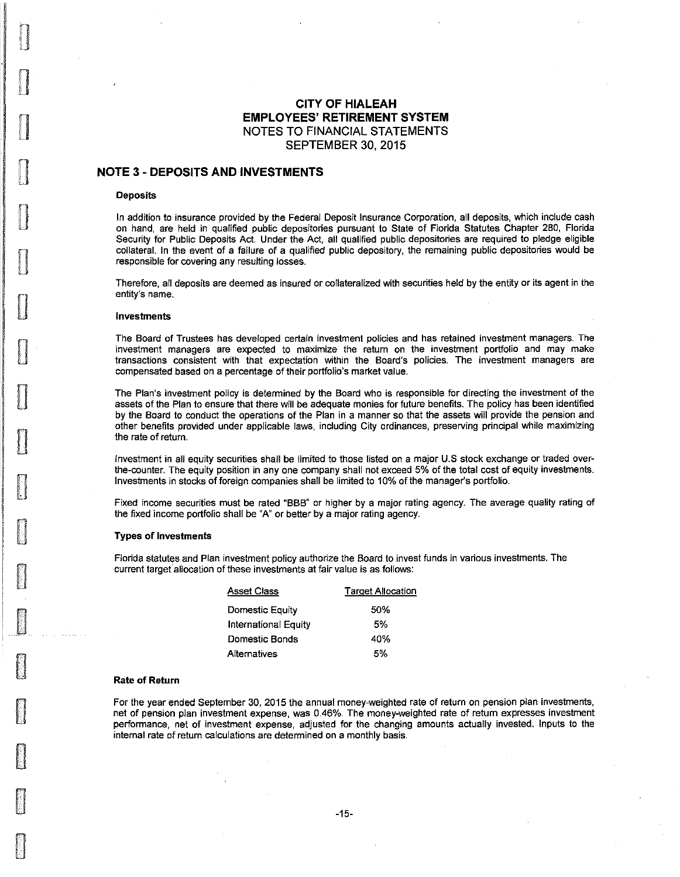# CITY OF HIALEAH
# EMPLOYEES' RETIREMENT SYSTEM
## NOTES TO FINANCIAL STATEMENTS
## SEPTEMBER 30, 2015

## NOTE 3 - DEPOSITS AND INVESTMENTS

### Deposits

In addition to insurance provided by the Federal Deposit Insurance Corporation, all deposits, which include cash on hand, are held in qualified public depositories pursuant to State of Florida Statutes Chapter 280, Florida Security for Public Deposits Act. Under the Act, all qualified public depositories are required to pledge eligible collateral. In the event of a failure of a qualified public depository, the remaining public depositories would be responsible for covering any resulting losses.

Therefore, all deposits are deemed as insured or collateralized with securities held by the entity or its agent in the entity's name.

### Investments

The Board of Trustees has developed certain investment policies and has retained investment managers. The investment managers are expected to maximize the return on the investment portfolio and may make transactions consistent with that expectation within the Board's policies. The investment managers are compensated based on a percentage of their portfolio's market value.

The Plan's investment policy is determined by the Board who is responsible for directing the investment of the assets of the Plan to ensure that there will be adequate monies for future benefits. The policy has been identified by the Board to conduct the operations of the Plan in a manner so that the assets will provide the pension and other benefits provided under applicable laws, including City ordinances, preserving principal while maximizing the rate of return.

Investment in all equity securities shall be limited to those listed on a major U.S stock exchange or traded over-the-counter. The equity position in any one company shall not exceed 5% of the total cost of equity investments. Investments in stocks of foreign companies shall be limited to 10% of the manager's portfolio.

Fixed income securities must be rated "BBB" or higher by a major rating agency. The average quality rating of the fixed income portfolio shall be "A" or better by a major rating agency.

### Types of Investments

Florida statutes and Plan investment policy authorize the Board to invest funds in various investments. The current target allocation of these investments at fair value is as follows:

| Asset Class | Target Allocation |
|---|---|
| Domestic Equity | 50% |
| International Equity | 5% |
| Domestic Bonds | 40% |
| Alternatives | 5% |

### Rate of Return

For the year ended September 30, 2015 the annual money-weighted rate of return on pension plan investments, net of pension plan investment expense, was 0.46%. The money-weighted rate of return expresses investment performance, net of investment expense, adjusted for the changing amounts actually invested. Inputs to the internal rate of return calculations are determined on a monthly basis.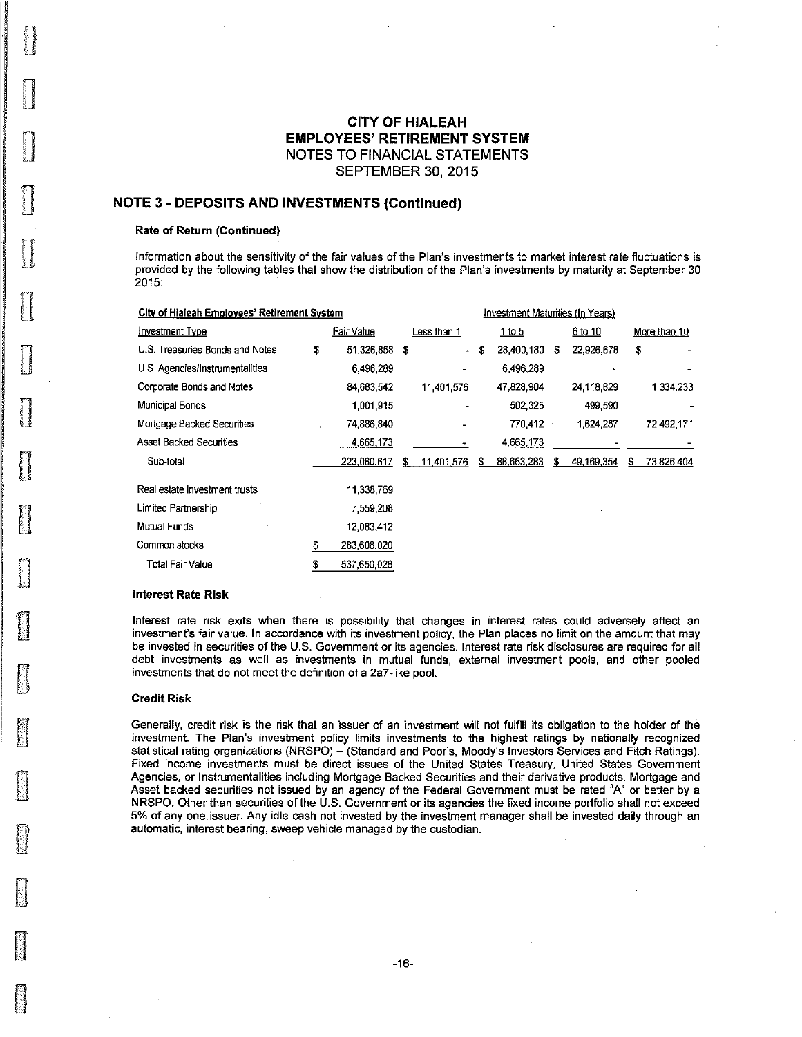# CITY OF HIALEAH
# EMPLOYEES' RETIREMENT SYSTEM
## NOTES TO FINANCIAL STATEMENTS
## SEPTEMBER 30, 2015

## NOTE 3 - DEPOSITS AND INVESTMENTS (Continued)

### Rate of Return (Continued)

Information about the sensitivity of the fair values of the Plan's investments to market interest rate fluctuations is provided by the following tables that show the distribution of the Plan's investments by maturity at September 30 2015:

| City of Hialeah Employees' Retirement System | | Investment Maturities (In Years) | | | |
|---|---|---|---|---|---|
| Investment Type | Fair Value | Less than 1 | 1 to 5 | 6 to 10 | More than 10 |
| U.S. Treasuries Bonds and Notes | $ 51,326,858 | $ - | $ 28,400,180 | $ 22,926,678 | $ - |
| U.S. Agencies/Instrumentalities | 6,496,289 | - | 6,496,289 | - | - |
| Corporate Bonds and Notes | 84,683,542 | 11,401,576 | 47,828,904 | 24,118,829 | 1,334,233 |
| Municipal Bonds | 1,001,915 | - | 502,325 | 499,590 | - |
| Mortgage Backed Securities | 74,886,840 | - | 770,412 | 1,624,257 | 72,492,171 |
| Asset Backed Securities | 4,665,173 | - | 4,665,173 | - | - |
| Sub-total | 223,060,617 | $ 11,401,576 | $ 88,663,283 | $ 49,169,354 | $ 73,826,404 |
| Real estate investment trusts | 11,338,769 | | | | |
| Limited Partnership | 7,559,208 | | | | |
| Mutual Funds | 12,083,412 | | | | |
| Common stocks | $ 283,608,020 | | | | |
| Total Fair Value | $ 537,650,026 | | | | |

### Interest Rate Risk

Interest rate risk exits when there is possibility that changes in interest rates could adversely affect an investment's fair value. In accordance with its investment policy, the Plan places no limit on the amount that may be invested in securities of the U.S. Government or its agencies. Interest rate risk disclosures are required for all debt investments as well as investments in mutual funds, external investment pools, and other pooled investments that do not meet the definition of a 2a7-like pool.

### Credit Risk

Generally, credit risk is the risk that an issuer of an investment will not fulfill its obligation to the holder of the investment. The Plan's investment policy limits investments to the highest ratings by nationally recognized statistical rating organizations (NRSPO) – (Standard and Poor's, Moody's Investors Services and Fitch Ratings). Fixed income investments must be direct issues of the United States Treasury, United States Government Agencies, or Instrumentalities including Mortgage Backed Securities and their derivative products. Mortgage and Asset backed securities not issued by an agency of the Federal Government must be rated "A" or better by a NRSPO. Other than securities of the U.S. Government or its agencies the fixed income portfolio shall not exceed 5% of any one issuer. Any idle cash not invested by the investment manager shall be invested daily through an automatic, interest bearing, sweep vehicle managed by the custodian.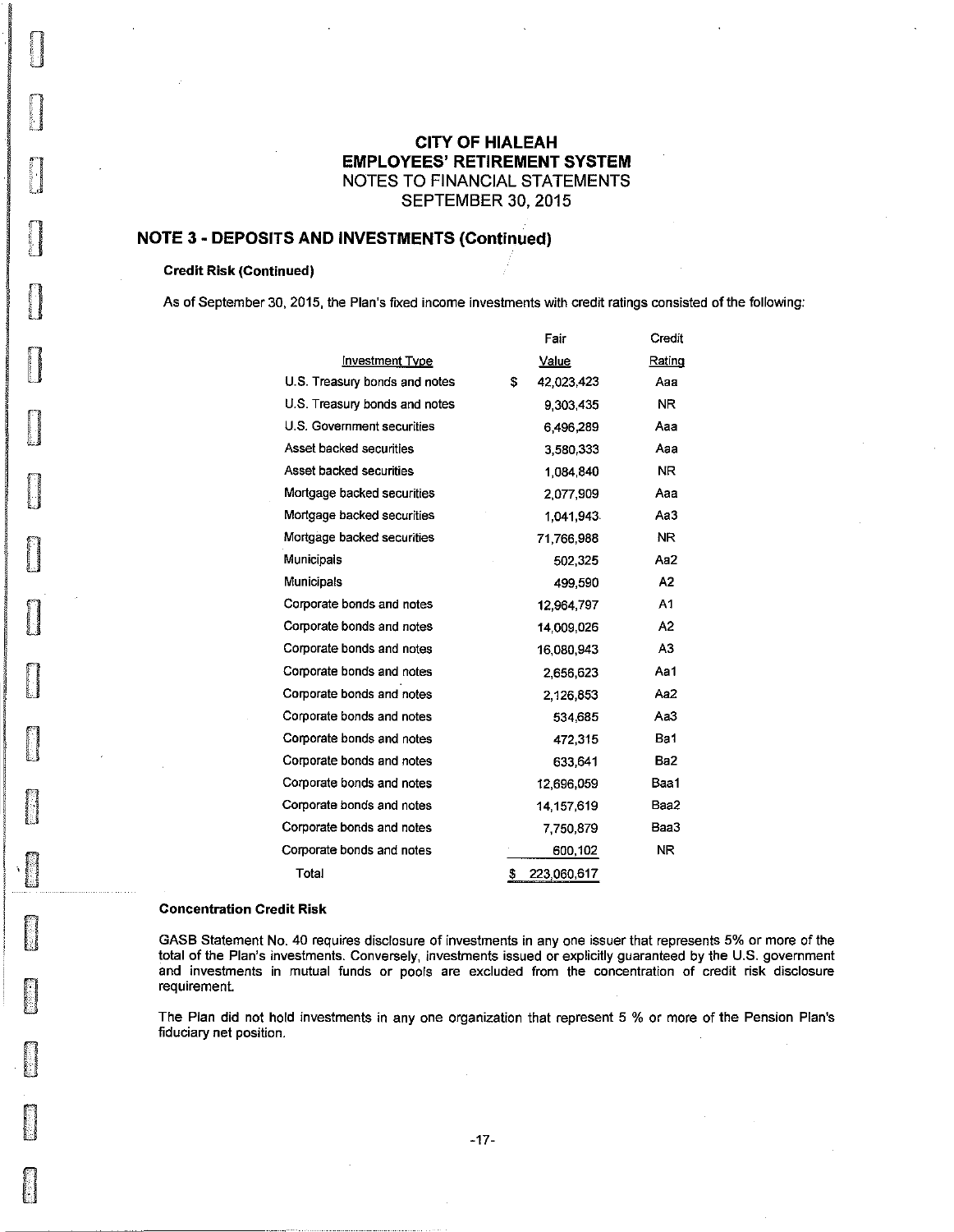# CITY OF HIALEAH
# EMPLOYEES' RETIREMENT SYSTEM
NOTES TO FINANCIAL STATEMENTS
SEPTEMBER 30, 2015

## NOTE 3 - DEPOSITS AND INVESTMENTS (Continued)

### Credit Risk (Continued)

As of September 30, 2015, the Plan's fixed income investments with credit ratings consisted of the following:

| Investment Type | Fair Value | Credit Rating |
|---|---|---|
| U.S. Treasury bonds and notes | $ 42,023,423 | Aaa |
| U.S. Treasury bonds and notes | 9,303,435 | NR |
| U.S. Government securities | 6,496,289 | Aaa |
| Asset backed securities | 3,580,333 | Aaa |
| Asset backed securities | 1,084,840 | NR |
| Mortgage backed securities | 2,077,909 | Aaa |
| Mortgage backed securities | 1,041,943 | Aa3 |
| Mortgage backed securities | 71,766,988 | NR |
| Municipals | 502,325 | Aa2 |
| Municipals | 499,590 | A2 |
| Corporate bonds and notes | 12,964,797 | A1 |
| Corporate bonds and notes | 14,009,026 | A2 |
| Corporate bonds and notes | 16,080,943 | A3 |
| Corporate bonds and notes | 2,656,623 | Aa1 |
| Corporate bonds and notes | 2,126,853 | Aa2 |
| Corporate bonds and notes | 534,685 | Aa3 |
| Corporate bonds and notes | 472,315 | Ba1 |
| Corporate bonds and notes | 633,641 | Ba2 |
| Corporate bonds and notes | 12,696,059 | Baa1 |
| Corporate bonds and notes | 14,157,619 | Baa2 |
| Corporate bonds and notes | 7,750,879 | Baa3 |
| Corporate bonds and notes | 600,102 | NR |
| Total | $ 223,060,617 | |

### Concentration Credit Risk

GASB Statement No. 40 requires disclosure of investments in any one issuer that represents 5% or more of the total of the Plan's investments. Conversely, investments issued or explicitly guaranteed by the U.S. government and investments in mutual funds or pools are excluded from the concentration of credit risk disclosure requirement.

The Plan did not hold investments in any one organization that represent 5 % or more of the Pension Plan's fiduciary net position.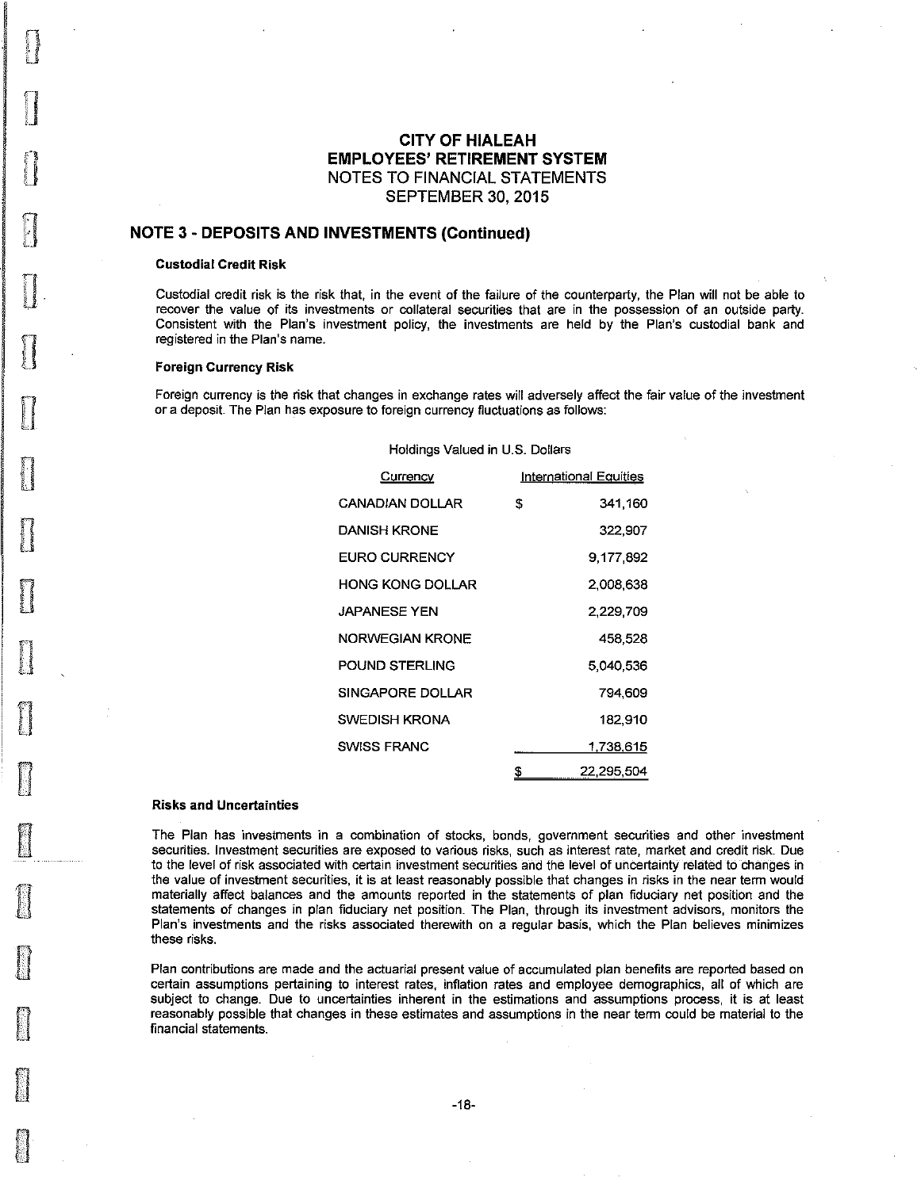## CITY OF HIALEAH
## EMPLOYEES' RETIREMENT SYSTEM
NOTES TO FINANCIAL STATEMENTS
SEPTEMBER 30, 2015

## NOTE 3 - DEPOSITS AND INVESTMENTS (Continued)

**Custodial Credit Risk**

Custodial credit risk is the risk that, in the event of the failure of the counterparty, the Plan will not be able to recover the value of its investments or collateral securities that are in the possession of an outside party. Consistent with the Plan's investment policy, the investments are held by the Plan's custodial bank and registered in the Plan's name.

**Foreign Currency Risk**

Foreign currency is the risk that changes in exchange rates will adversely affect the fair value of the investment or a deposit. The Plan has exposure to foreign currency fluctuations as follows:

Holdings Valued in U.S. Dollars

| Currency | International Equities |
|---|---|
| CANADIAN DOLLAR | $ 341,160 |
| DANISH KRONE | 322,907 |
| EURO CURRENCY | 9,177,892 |
| HONG KONG DOLLAR | 2,008,638 |
| JAPANESE YEN | 2,229,709 |
| NORWEGIAN KRONE | 458,528 |
| POUND STERLING | 5,040,536 |
| SINGAPORE DOLLAR | 794,609 |
| SWEDISH KRONA | 182,910 |
| SWISS FRANC | 1,738,615 |
| | $ 22,295,504 |

**Risks and Uncertainties**

The Plan has investments in a combination of stocks, bonds, government securities and other investment securities. Investment securities are exposed to various risks, such as interest rate, market and credit risk. Due to the level of risk associated with certain investment securities and the level of uncertainty related to changes in the value of investment securities, it is at least reasonably possible that changes in risks in the near term would materially affect balances and the amounts reported in the statements of plan fiduciary net position and the statements of changes in plan fiduciary net position. The Plan, through its investment advisors, monitors the Plan's investments and the risks associated therewith on a regular basis, which the Plan believes minimizes these risks.

Plan contributions are made and the actuarial present value of accumulated plan benefits are reported based on certain assumptions pertaining to interest rates, inflation rates and employee demographics, all of which are subject to change. Due to uncertainties inherent in the estimations and assumptions process, it is at least reasonably possible that changes in these estimates and assumptions in the near term could be material to the financial statements.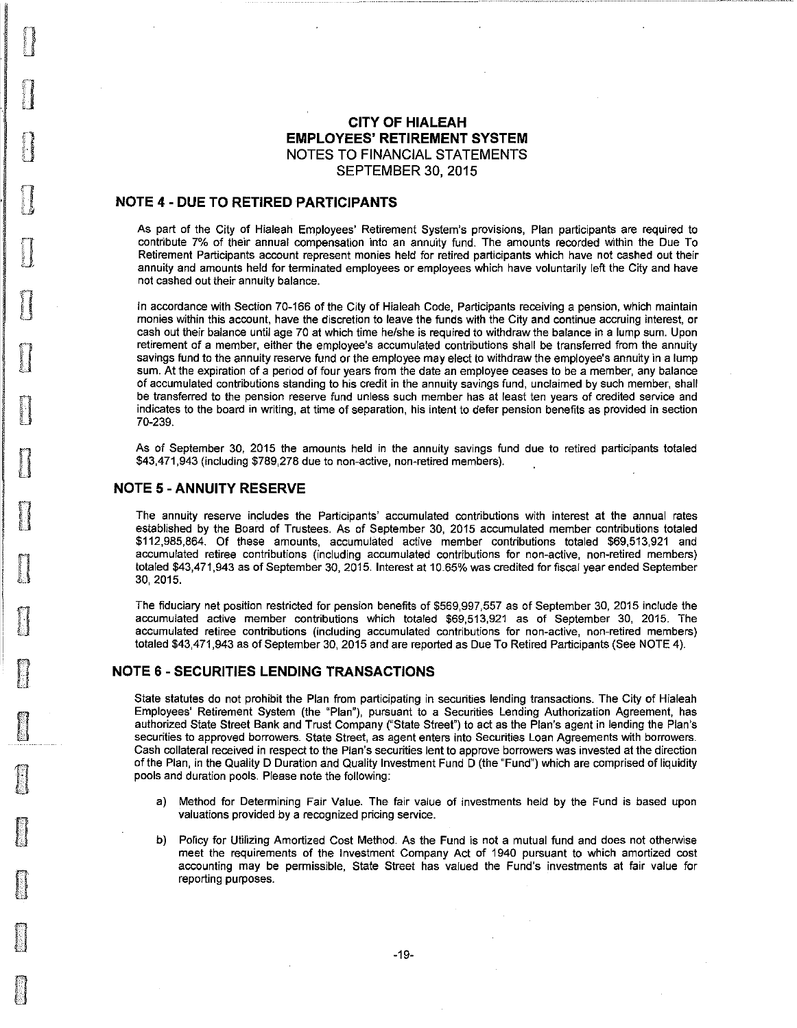# CITY OF HIALEAH
# EMPLOYEES' RETIREMENT SYSTEM
## NOTES TO FINANCIAL STATEMENTS
## SEPTEMBER 30, 2015

## NOTE 4 - DUE TO RETIRED PARTICIPANTS

As part of the City of Hialeah Employees' Retirement System's provisions, Plan participants are required to contribute 7% of their annual compensation into an annuity fund. The amounts recorded within the Due To Retirement Participants account represent monies held for retired participants which have not cashed out their annuity and amounts held for terminated employees or employees which have voluntarily left the City and have not cashed out their annuity balance.

In accordance with Section 70-166 of the City of Hialeah Code, Participants receiving a pension, which maintain monies within this account, have the discretion to leave the funds with the City and continue accruing interest, or cash out their balance until age 70 at which time he/she is required to withdraw the balance in a lump sum. Upon retirement of a member, either the employee's accumulated contributions shall be transferred from the annuity savings fund to the annuity reserve fund or the employee may elect to withdraw the employee's annuity in a lump sum. At the expiration of a period of four years from the date an employee ceases to be a member, any balance of accumulated contributions standing to his credit in the annuity savings fund, unclaimed by such member, shall be transferred to the pension reserve fund unless such member has at least ten years of credited service and indicates to the board in writing, at time of separation, his intent to defer pension benefits as provided in section 70-239.

As of September 30, 2015 the amounts held in the annuity savings fund due to retired participants totaled $43,471,943 (including $789,278 due to non-active, non-retired members).

## NOTE 5 - ANNUITY RESERVE

The annuity reserve includes the Participants' accumulated contributions with interest at the annual rates established by the Board of Trustees. As of September 30, 2015 accumulated member contributions totaled $112,985,864. Of these amounts, accumulated active member contributions totaled $69,513,921 and accumulated retiree contributions (including accumulated contributions for non-active, non-retired members) totaled $43,471,943 as of September 30, 2015. Interest at 10.65% was credited for fiscal year ended September 30, 2015.

The fiduciary net position restricted for pension benefits of $569,997,557 as of September 30, 2015 include the accumulated active member contributions which totaled $69,513,921 as of September 30, 2015. The accumulated retiree contributions (including accumulated contributions for non-active, non-retired members) totaled $43,471,943 as of September 30, 2015 and are reported as Due To Retired Participants (See NOTE 4).

## NOTE 6 - SECURITIES LENDING TRANSACTIONS

State statutes do not prohibit the Plan from participating in securities lending transactions. The City of Hialeah Employees' Retirement System (the "Plan"), pursuant to a Securities Lending Authorization Agreement, has authorized State Street Bank and Trust Company ("State Street") to act as the Plan's agent in lending the Plan's securities to approved borrowers. State Street, as agent enters into Securities Loan Agreements with borrowers. Cash collateral received in respect to the Plan's securities lent to approve borrowers was invested at the direction of the Plan, in the Quality D Duration and Quality Investment Fund D (the "Fund") which are comprised of liquidity pools and duration pools. Please note the following:

a) Method for Determining Fair Value. The fair value of investments held by the Fund is based upon valuations provided by a recognized pricing service.

b) Policy for Utilizing Amortized Cost Method. As the Fund is not a mutual fund and does not otherwise meet the requirements of the Investment Company Act of 1940 pursuant to which amortized cost accounting may be permissible, State Street has valued the Fund's investments at fair value for reporting purposes.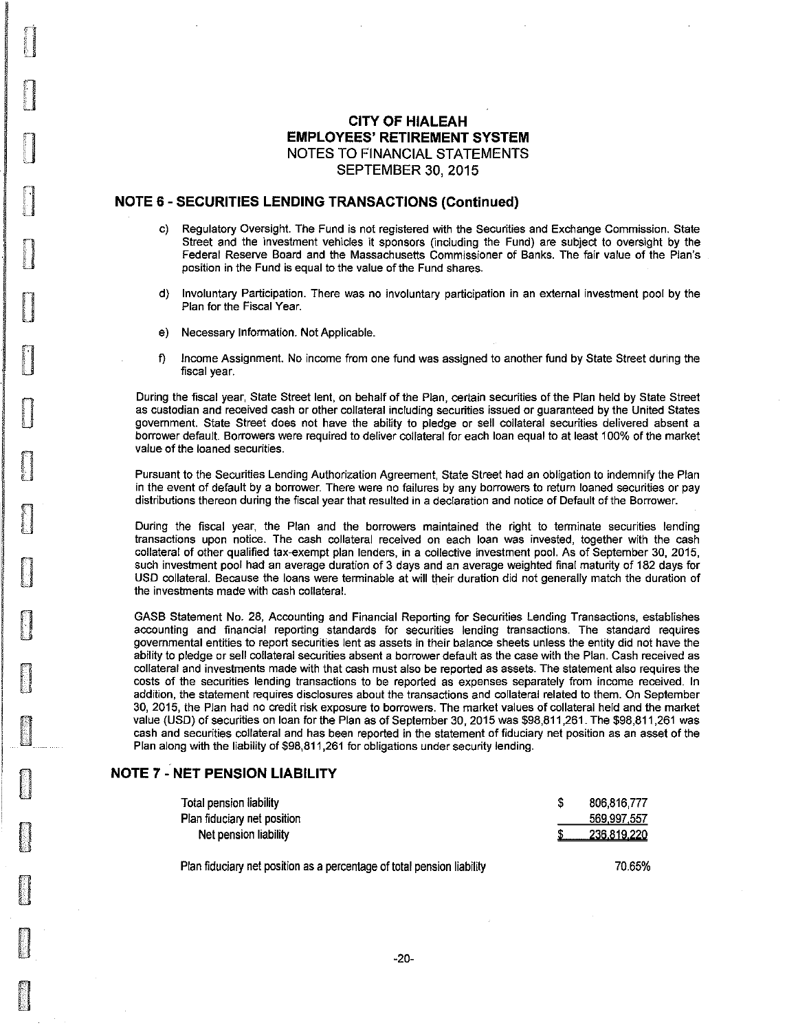## CITY OF HIALEAH
## EMPLOYEES' RETIREMENT SYSTEM
NOTES TO FINANCIAL STATEMENTS
SEPTEMBER 30, 2015

### NOTE 6 - SECURITIES LENDING TRANSACTIONS (Continued)

c) Regulatory Oversight. The Fund is not registered with the Securities and Exchange Commission. State Street and the investment vehicles it sponsors (including the Fund) are subject to oversight by the Federal Reserve Board and the Massachusetts Commissioner of Banks. The fair value of the Plan's position in the Fund is equal to the value of the Fund shares.

d) Involuntary Participation. There was no involuntary participation in an external investment pool by the Plan for the Fiscal Year.

e) Necessary Information. Not Applicable.

f) Income Assignment. No income from one fund was assigned to another fund by State Street during the fiscal year.

During the fiscal year, State Street lent, on behalf of the Plan, certain securities of the Plan held by State Street as custodian and received cash or other collateral including securities issued or guaranteed by the United States government. State Street does not have the ability to pledge or sell collateral securities delivered absent a borrower default. Borrowers were required to deliver collateral for each loan equal to at least 100% of the market value of the loaned securities.

Pursuant to the Securities Lending Authorization Agreement, State Street had an obligation to indemnify the Plan in the event of default by a borrower. There were no failures by any borrowers to return loaned securities or pay distributions thereon during the fiscal year that resulted in a declaration and notice of Default of the Borrower.

During the fiscal year, the Plan and the borrowers maintained the right to terminate securities lending transactions upon notice. The cash collateral received on each loan was invested, together with the cash collateral of other qualified tax-exempt plan lenders, in a collective investment pool. As of September 30, 2015, such investment pool had an average duration of 3 days and an average weighted final maturity of 182 days for USD collateral. Because the loans were terminable at will their duration did not generally match the duration of the investments made with cash collateral.

GASB Statement No. 28, Accounting and Financial Reporting for Securities Lending Transactions, establishes accounting and financial reporting standards for securities lending transactions. The standard requires governmental entities to report securities lent as assets in their balance sheets unless the entity did not have the ability to pledge or sell collateral securities absent a borrower default as the case with the Plan. Cash received as collateral and investments made with that cash must also be reported as assets. The statement also requires the costs of the securities lending transactions to be reported as expenses separately from income received. In addition, the statement requires disclosures about the transactions and collateral related to them. On September 30, 2015, the Plan had no credit risk exposure to borrowers. The market values of collateral held and the market value (USD) of securities on loan for the Plan as of September 30, 2015 was $98,811,261. The $98,811,261 was cash and securities collateral and has been reported in the statement of fiduciary net position as an asset of the Plan along with the liability of $98,811,261 for obligations under security lending.

### NOTE 7 - NET PENSION LIABILITY

| | |
|---|---|
| Total pension liability | $ 806,816,777 |
| Plan fiduciary net position | 569,997,557 |
| Net pension liability | $ 236,819,220 |

| | |
|---|---|
| Plan fiduciary net position as a percentage of total pension liability | 70.65% |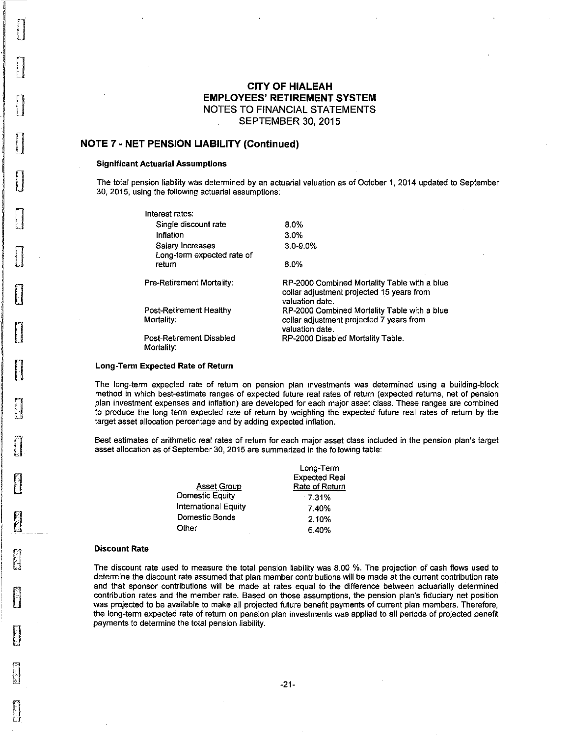# CITY OF HIALEAH
# EMPLOYEES' RETIREMENT SYSTEM
## NOTES TO FINANCIAL STATEMENTS
## SEPTEMBER 30, 2015

## NOTE 7 - NET PENSION LIABILITY (Continued)

### Significant Actuarial Assumptions

The total pension liability was determined by an actuarial valuation as of October 1, 2014 updated to September 30, 2015, using the following actuarial assumptions:

| | |
|---|---|
| Interest rates: | |
| Single discount rate | 8.0% |
| Inflation | 3.0% |
| Salary Increases | 3.0-9.0% |
| Long-term expected rate of return | 8.0% |
| Pre-Retirement Mortality: | RP-2000 Combined Mortality Table with a blue collar adjustment projected 15 years from valuation date. |
| Post-Retirement Healthy Mortality: | RP-2000 Combined Mortality Table with a blue collar adjustment projected 7 years from valuation date. |
| Post-Retirement Disabled Mortality: | RP-2000 Disabled Mortality Table. |

### Long-Term Expected Rate of Return

The long-term expected rate of return on pension plan investments was determined using a building-block method in which best-estimate ranges of expected future real rates of return (expected returns, net of pension plan investment expenses and inflation) are developed for each major asset class. These ranges are combined to produce the long term expected rate of return by weighting the expected future real rates of return by the target asset allocation percentage and by adding expected inflation.

Best estimates of arithmetic real rates of return for each major asset class included in the pension plan's target asset allocation as of September 30, 2015 are summarized in the following table:

| Asset Group | Long-Term Expected Real Rate of Return |
|---|---|
| Domestic Equity | 7.31% |
| International Equity | 7.40% |
| Domestic Bonds | 2.10% |
| Other | 6.40% |

### Discount Rate

The discount rate used to measure the total pension liability was 8.00 %. The projection of cash flows used to determine the discount rate assumed that plan member contributions will be made at the current contribution rate and that sponsor contributions will be made at rates equal to the difference between actuarially determined contribution rates and the member rate. Based on those assumptions, the pension plan's fiduciary net position was projected to be available to make all projected future benefit payments of current plan members. Therefore, the long-term expected rate of return on pension plan investments was applied to all periods of projected benefit payments to determine the total pension liability.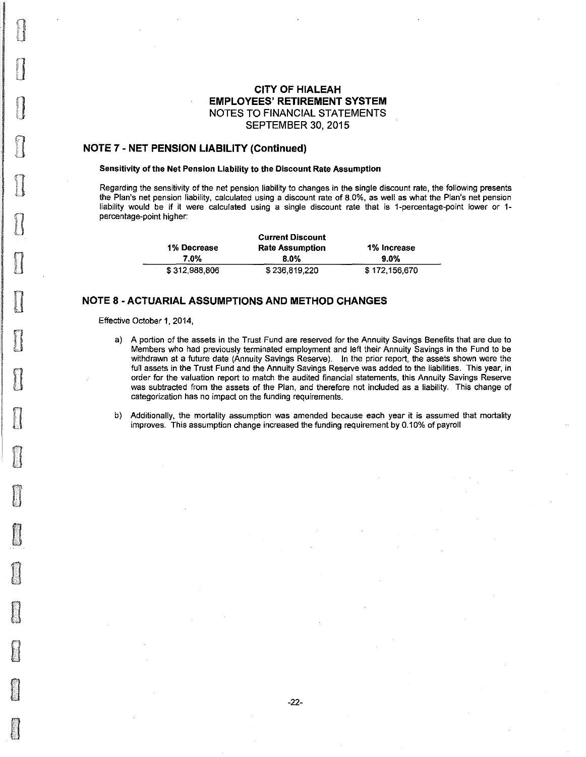# CITY OF HIALEAH
# EMPLOYEES' RETIREMENT SYSTEM
## NOTES TO FINANCIAL STATEMENTS
## SEPTEMBER 30, 2015

## NOTE 7 - NET PENSION LIABILITY (Continued)

### Sensitivity of the Net Pension Liability to the Discount Rate Assumption

Regarding the sensitivity of the net pension liability to changes in the single discount rate, the following presents the Plan's net pension liability, calculated using a discount rate of 8.0%, as well as what the Plan's net pension liability would be if it were calculated using a single discount rate that is 1-percentage-point lower or 1-percentage-point higher:

| 1% Decrease<br>7.0% | Current Discount<br>Rate Assumption<br>8.0% | 1% Increase<br>9.0% |
|---|---|---|
| $ 312,988,806 | $ 236,819,220 | $ 172,156,670 |

## NOTE 8 - ACTUARIAL ASSUMPTIONS AND METHOD CHANGES

Effective October 1, 2014,

a) A portion of the assets in the Trust Fund are reserved for the Annuity Savings Benefits that are due to Members who had previously terminated employment and left their Annuity Savings in the Fund to be withdrawn at a future date (Annuity Savings Reserve). In the prior report, the assets shown were the full assets in the Trust Fund and the Annuity Savings Reserve was added to the liabilities. This year, in order for the valuation report to match the audited financial statements, this Annuity Savings Reserve was subtracted from the assets of the Plan, and therefore not included as a liability. This change of categorization has no impact on the funding requirements.

b) Additionally, the mortality assumption was amended because each year it is assumed that mortality improves. This assumption change increased the funding requirement by 0.10% of payroll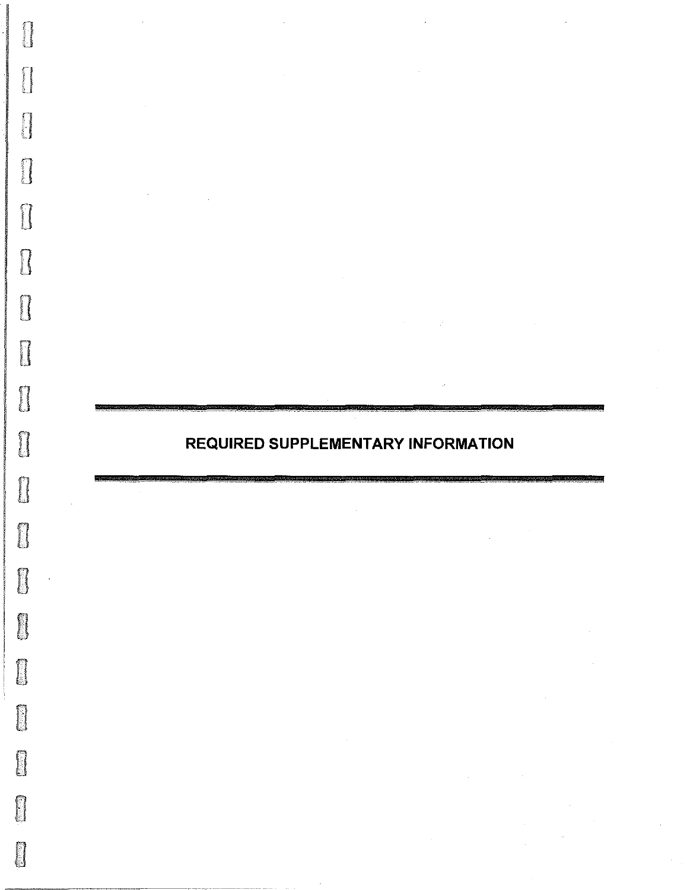# REQUIRED SUPPLEMENTARY INFORMATION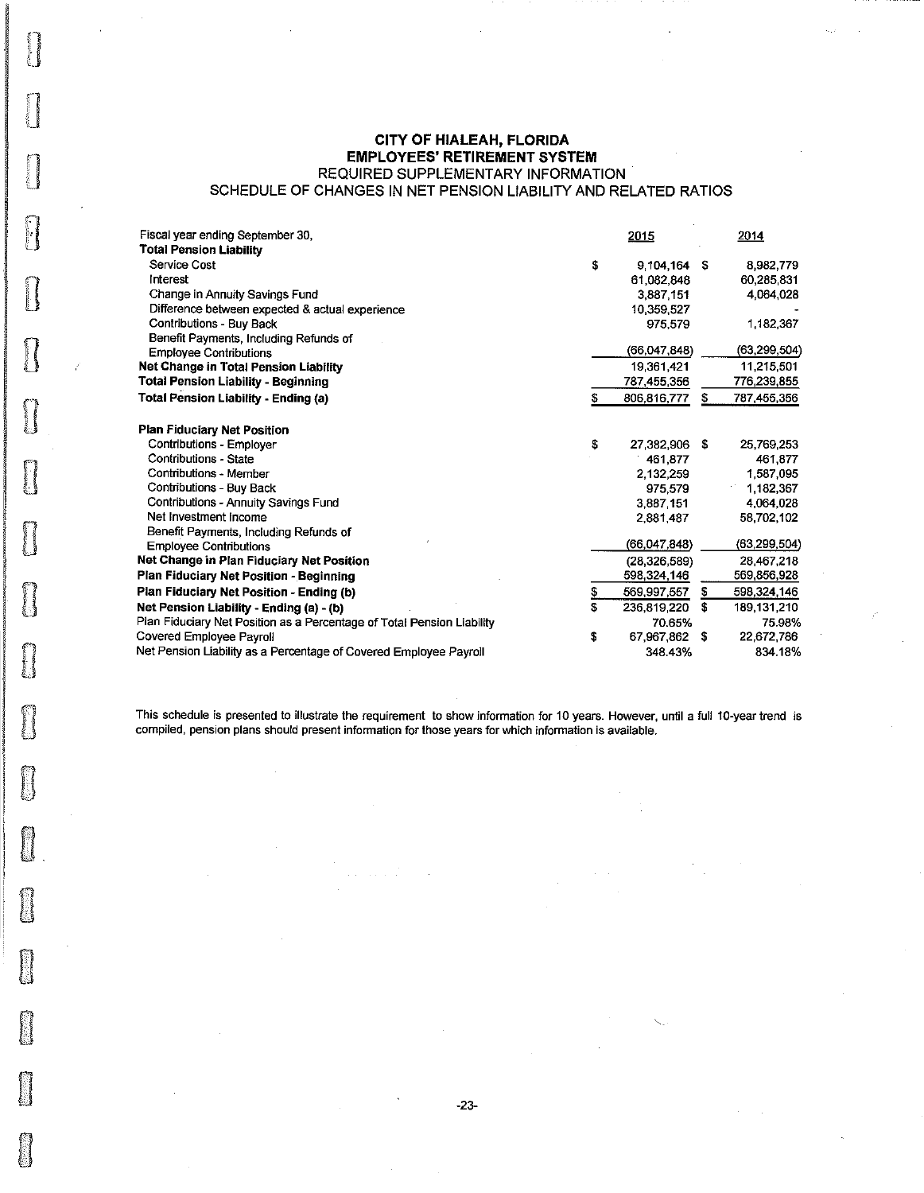# CITY OF HIALEAH, FLORIDA
## EMPLOYEES' RETIREMENT SYSTEM
### REQUIRED SUPPLEMENTARY INFORMATION
### SCHEDULE OF CHANGES IN NET PENSION LIABILITY AND RELATED RATIOS

| Fiscal year ending September 30, | 2015 | 2014 |
|---|---|---|
| **Total Pension Liability** | | |
| Service Cost | $ 9,104,164 | $ 8,982,779 |
| Interest | 61,082,848 | 60,285,831 |
| Change in Annuity Savings Fund | 3,887,151 | 4,064,028 |
| Difference between expected & actual experience | 10,359,527 | - |
| Contributions - Buy Back | 975,579 | 1,182,367 |
| Benefit Payments, Including Refunds of Employee Contributions | (66,047,848) | (63,299,504) |
| **Net Change in Total Pension Liability** | 19,361,421 | 11,215,501 |
| **Total Pension Liability - Beginning** | 787,455,356 | 776,239,855 |
| **Total Pension Liability - Ending (a)** | $ 806,816,777 | $ 787,455,356 |
| | | |
| **Plan Fiduciary Net Position** | | |
| Contributions - Employer | $ 27,382,906 | $ 25,769,253 |
| Contributions - State | 461,877 | 461,877 |
| Contributions - Member | 2,132,259 | 1,587,095 |
| Contributions - Buy Back | 975,579 | 1,182,367 |
| Contributions - Annuity Savings Fund | 3,887,151 | 4,064,028 |
| Net Investment Income | 2,881,487 | 58,702,102 |
| Benefit Payments, Including Refunds of Employee Contributions | (66,047,848) | (63,299,504) |
| **Net Change in Plan Fiduciary Net Position** | (28,326,589) | 28,467,218 |
| **Plan Fiduciary Net Position - Beginning** | 598,324,146 | 569,856,928 |
| **Plan Fiduciary Net Position - Ending (b)** | $ 569,997,557 | $ 598,324,146 |
| **Net Pension Liability - Ending (a) - (b)** | $ 236,819,220 | $ 189,131,210 |
| Plan Fiduciary Net Position as a Percentage of Total Pension Liability | 70.65% | 75.98% |
| Covered Employee Payroll | $ 67,967,862 | $ 22,672,786 |
| Net Pension Liability as a Percentage of Covered Employee Payroll | 348.43% | 834.18% |

This schedule is presented to illustrate the requirement to show information for 10 years. However, until a full 10-year trend is compiled, pension plans should present information for those years for which information is available.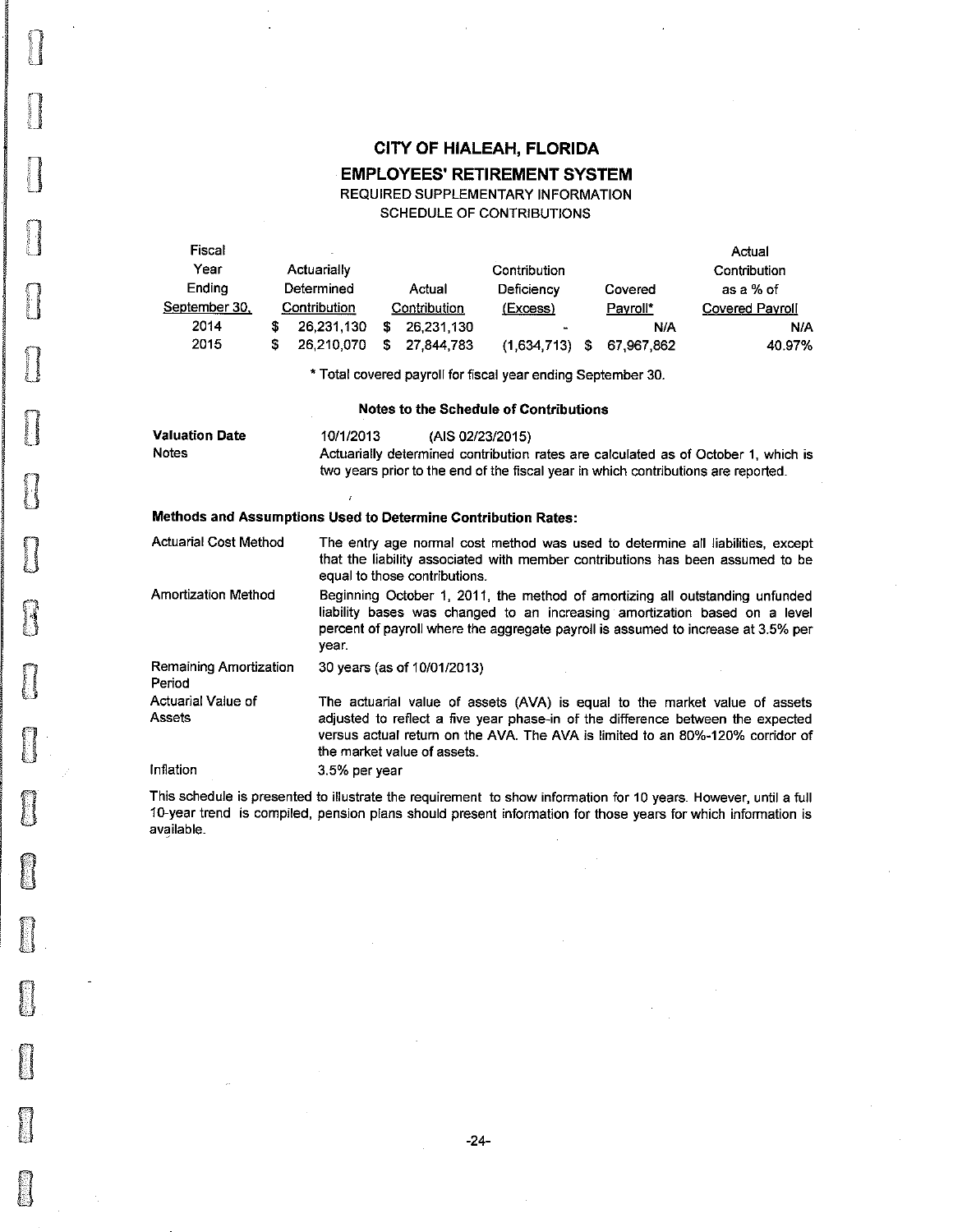# CITY OF HIALEAH, FLORIDA

## EMPLOYEES' RETIREMENT SYSTEM

REQUIRED SUPPLEMENTARY INFORMATION

SCHEDULE OF CONTRIBUTIONS

| Fiscal Year Ending September 30, | Actuarially Determined Contribution | Actual Contribution | Contribution Deficiency (Excess) | Covered Payroll* | Actual Contribution as a % of Covered Payroll |
|---|---|---|---|---|---|
| 2014 | $ 26,231,130 | $ 26,231,130 | - | N/A | N/A |
| 2015 | $ 26,210,070 | $ 27,844,783 | (1,634,713) | $ 67,967,862 | 40.97% |

\* Total covered payroll for fiscal year ending September 30.

### Notes to the Schedule of Contributions

**Valuation Date** 10/1/2013 (AIS 02/23/2015)

Notes: Actuarially determined contribution rates are calculated as of October 1, which is two years prior to the end of the fiscal year in which contributions are reported.

### Methods and Assumptions Used to Determine Contribution Rates:

| | |
|---|---|
| Actuarial Cost Method | The entry age normal cost method was used to determine all liabilities, except that the liability associated with member contributions has been assumed to be equal to those contributions. |
| Amortization Method | Beginning October 1, 2011, the method of amortizing all outstanding unfunded liability bases was changed to an increasing amortization based on a level percent of payroll where the aggregate payroll is assumed to increase at 3.5% per year. |
| Remaining Amortization Period | 30 years (as of 10/01/2013) |
| Actuarial Value of Assets | The actuarial value of assets (AVA) is equal to the market value of assets adjusted to reflect a five year phase-in of the difference between the expected versus actual return on the AVA. The AVA is limited to an 80%-120% corridor of the market value of assets. |
| Inflation | 3.5% per year |

This schedule is presented to illustrate the requirement to show information for 10 years. However, until a full 10-year trend is compiled, pension plans should present information for those years for which information is available.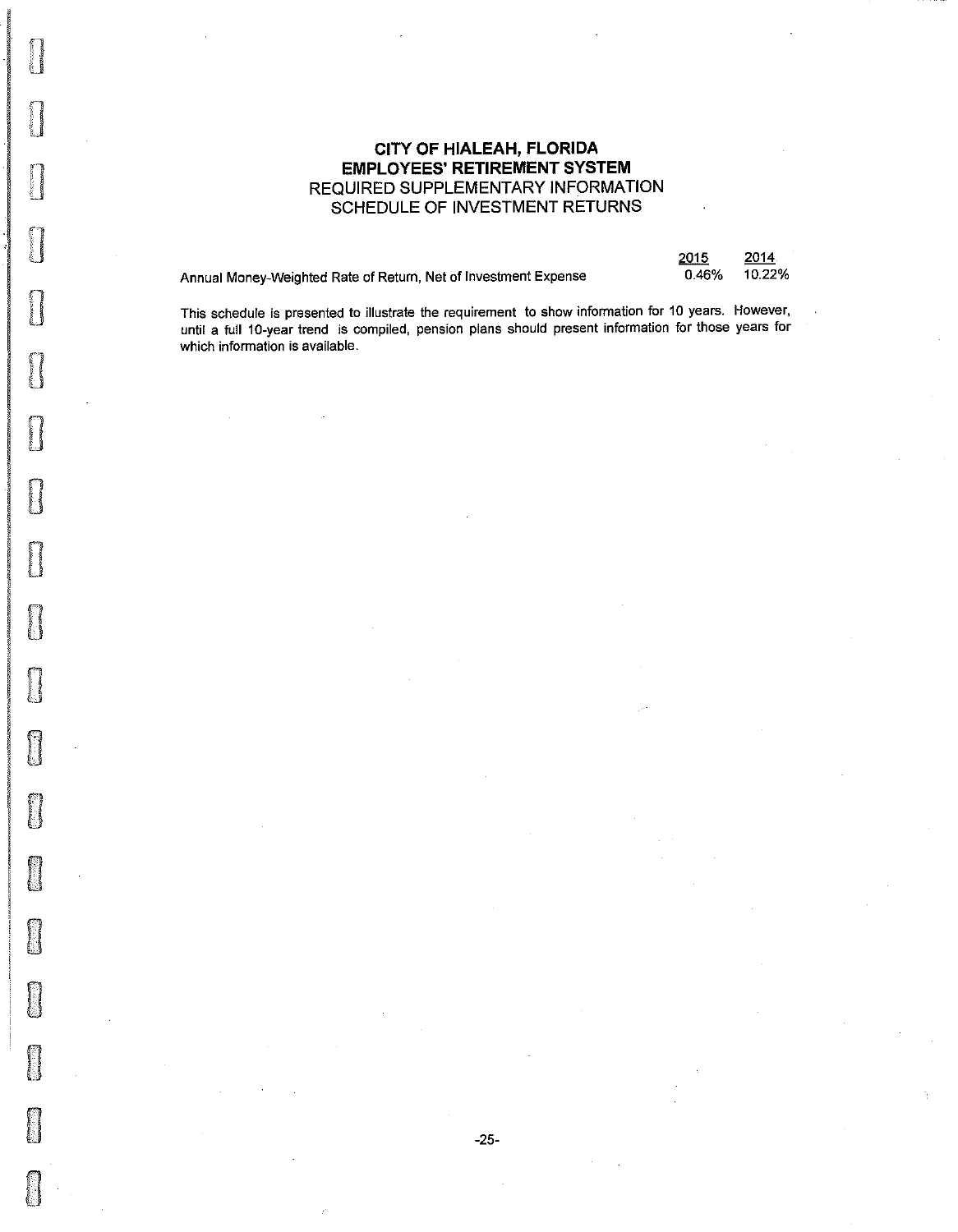# CITY OF HIALEAH, FLORIDA
## EMPLOYEES' RETIREMENT SYSTEM
### REQUIRED SUPPLEMENTARY INFORMATION
### SCHEDULE OF INVESTMENT RETURNS

| | 2015 | 2014 |
|---|---|---|
| Annual Money-Weighted Rate of Return, Net of Investment Expense | 0.46% | 10.22% |

This schedule is presented to illustrate the requirement to show information for 10 years. However, until a full 10-year trend is compiled, pension plans should present information for those years for which information is available.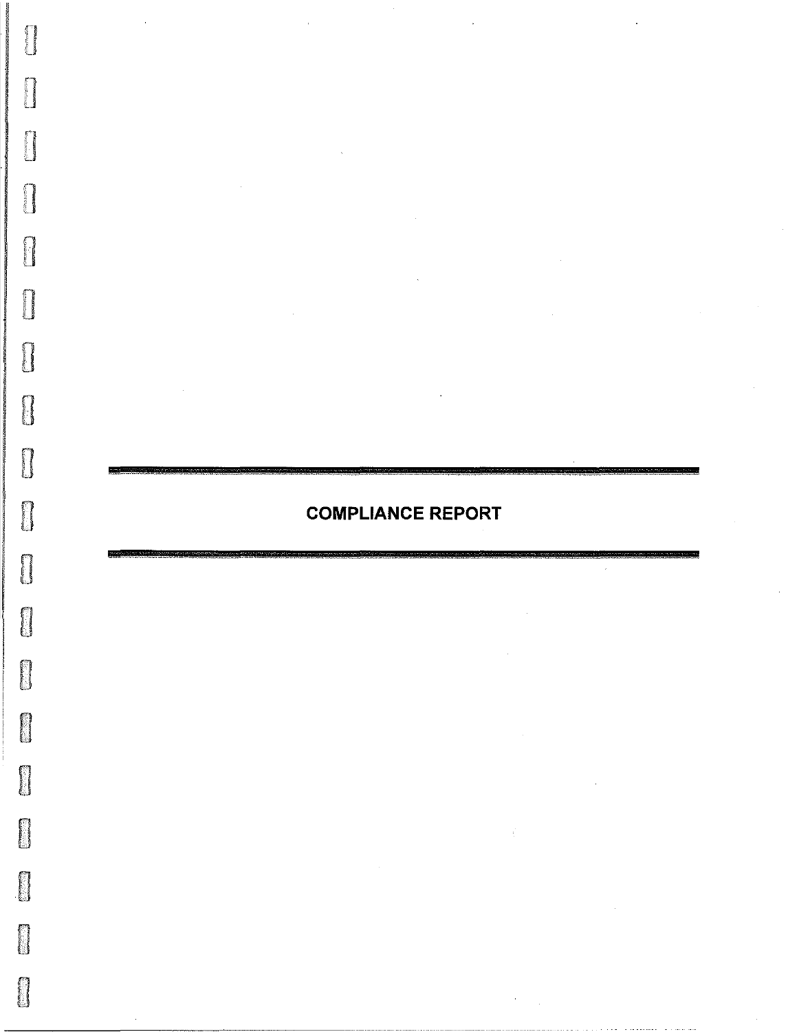# COMPLIANCE REPORT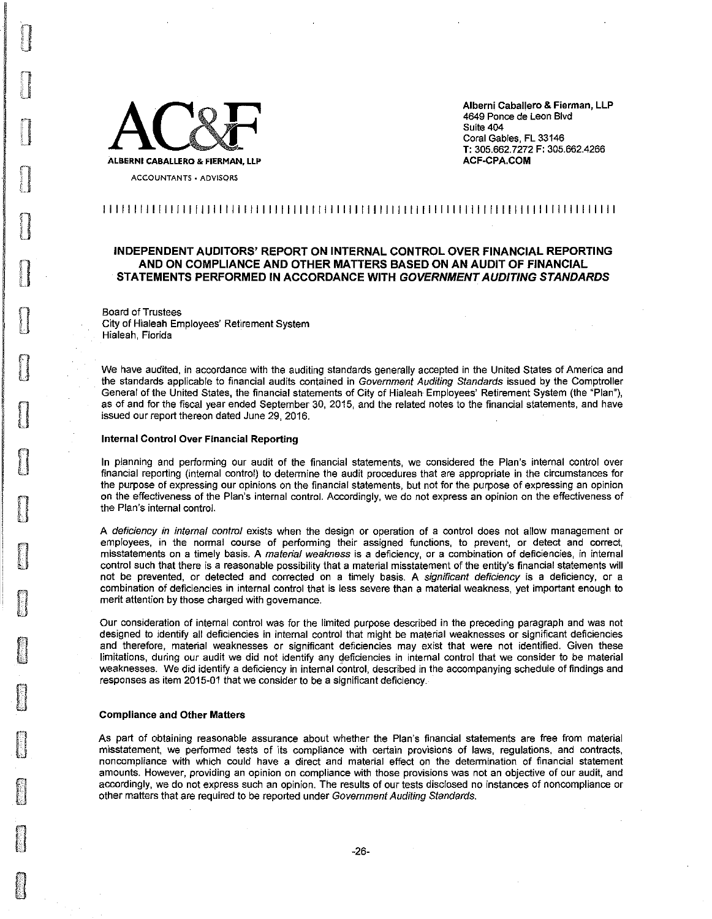**AC&F**

**ALBERNI CABALLERO & FIERMAN, LLP**

ACCOUNTANTS • ADVISORS

**Alberni Caballero & Fierman, LLP**
4649 Ponce de Leon Blvd
Suite 404
Coral Gables, FL 33146
**T:** 305.662.7272 **F:** 305.662.4266
**ACF-CPA.COM**

## INDEPENDENT AUDITORS' REPORT ON INTERNAL CONTROL OVER FINANCIAL REPORTING AND ON COMPLIANCE AND OTHER MATTERS BASED ON AN AUDIT OF FINANCIAL STATEMENTS PERFORMED IN ACCORDANCE WITH *GOVERNMENT AUDITING STANDARDS*

Board of Trustees
City of Hialeah Employees' Retirement System
Hialeah, Florida

We have audited, in accordance with the auditing standards generally accepted in the United States of America and the standards applicable to financial audits contained in *Government Auditing Standards* issued by the Comptroller General of the United States, the financial statements of City of Hialeah Employees' Retirement System (the "Plan"), as of and for the fiscal year ended September 30, 2015, and the related notes to the financial statements, and have issued our report thereon dated June 29, 2016.

### Internal Control Over Financial Reporting

In planning and performing our audit of the financial statements, we considered the Plan's internal control over financial reporting (internal control) to determine the audit procedures that are appropriate in the circumstances for the purpose of expressing our opinions on the financial statements, but not for the purpose of expressing an opinion on the effectiveness of the Plan's internal control. Accordingly, we do not express an opinion on the effectiveness of the Plan's internal control.

A *deficiency in internal control* exists when the design or operation of a control does not allow management or employees, in the normal course of performing their assigned functions, to prevent, or detect and correct, misstatements on a timely basis. A *material weakness* is a deficiency, or a combination of deficiencies, in internal control such that there is a reasonable possibility that a material misstatement of the entity's financial statements will not be prevented, or detected and corrected on a timely basis. A *significant deficiency* is a deficiency, or a combination of deficiencies in internal control that is less severe than a material weakness, yet important enough to merit attention by those charged with governance.

Our consideration of internal control was for the limited purpose described in the preceding paragraph and was not designed to identify all deficiencies in internal control that might be material weaknesses or significant deficiencies and therefore, material weaknesses or significant deficiencies may exist that were not identified. Given these limitations, during our audit we did not identify any deficiencies in internal control that we consider to be material weaknesses. We did identify a deficiency in internal control, described in the accompanying schedule of findings and responses as item 2015-01 that we consider to be a significant deficiency.

### Compliance and Other Matters

As part of obtaining reasonable assurance about whether the Plan's financial statements are free from material misstatement, we performed tests of its compliance with certain provisions of laws, regulations, and contracts, noncompliance with which could have a direct and material effect on the determination of financial statement amounts. However, providing an opinion on compliance with those provisions was not an objective of our audit, and accordingly, we do not express such an opinion. The results of our tests disclosed no instances of noncompliance or other matters that are required to be reported under *Government Auditing Standards*.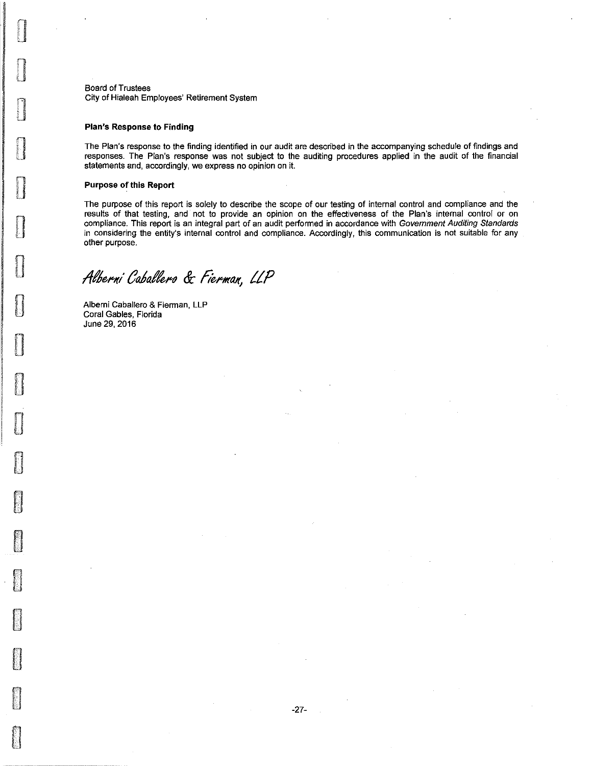Board of Trustees
City of Hialeah Employees' Retirement System

**Plan's Response to Finding**

The Plan's response to the finding identified in our audit are described in the accompanying schedule of findings and responses. The Plan's response was not subject to the auditing procedures applied in the audit of the financial statements and, accordingly, we express no opinion on it.

**Purpose of this Report**

The purpose of this report is solely to describe the scope of our testing of internal control and compliance and the results of that testing, and not to provide an opinion on the effectiveness of the Plan's internal control or on compliance. This report is an integral part of an audit performed in accordance with *Government Auditing Standards* in considering the entity's internal control and compliance. Accordingly, this communication is not suitable for any other purpose.

*Alberni Caballero & Fierman, LLP*

Alberni Caballero & Fierman, LLP
Coral Gables, Florida
June 29, 2016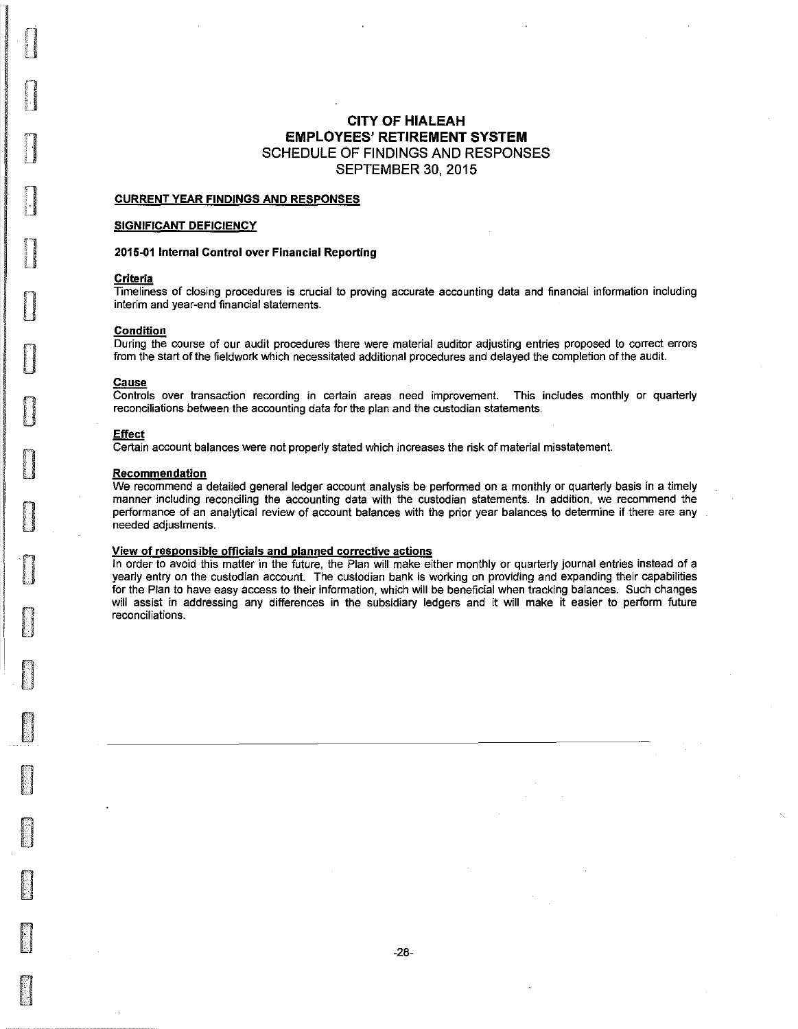# CITY OF HIALEAH
# EMPLOYEES' RETIREMENT SYSTEM
## SCHEDULE OF FINDINGS AND RESPONSES
## SEPTEMBER 30, 2015

**CURRENT YEAR FINDINGS AND RESPONSES**

**SIGNIFICANT DEFICIENCY**

**2015-01 Internal Control over Financial Reporting**

**Criteria**
Timeliness of closing procedures is crucial to proving accurate accounting data and financial information including interim and year-end financial statements.

**Condition**
During the course of our audit procedures there were material auditor adjusting entries proposed to correct errors from the start of the fieldwork which necessitated additional procedures and delayed the completion of the audit.

**Cause**
Controls over transaction recording in certain areas need improvement. This includes monthly or quarterly reconciliations between the accounting data for the plan and the custodian statements.

**Effect**
Certain account balances were not properly stated which increases the risk of material misstatement.

**Recommendation**
We recommend a detailed general ledger account analysis be performed on a monthly or quarterly basis in a timely manner including reconciling the accounting data with the custodian statements. In addition, we recommend the performance of an analytical review of account balances with the prior year balances to determine if there are any needed adjustments.

**View of responsible officials and planned corrective actions**
In order to avoid this matter in the future, the Plan will make either monthly or quarterly journal entries instead of a yearly entry on the custodian account. The custodian bank is working on providing and expanding their capabilities for the Plan to have easy access to their information, which will be beneficial when tracking balances. Such changes will assist in addressing any differences in the subsidiary ledgers and it will make it easier to perform future reconciliations.